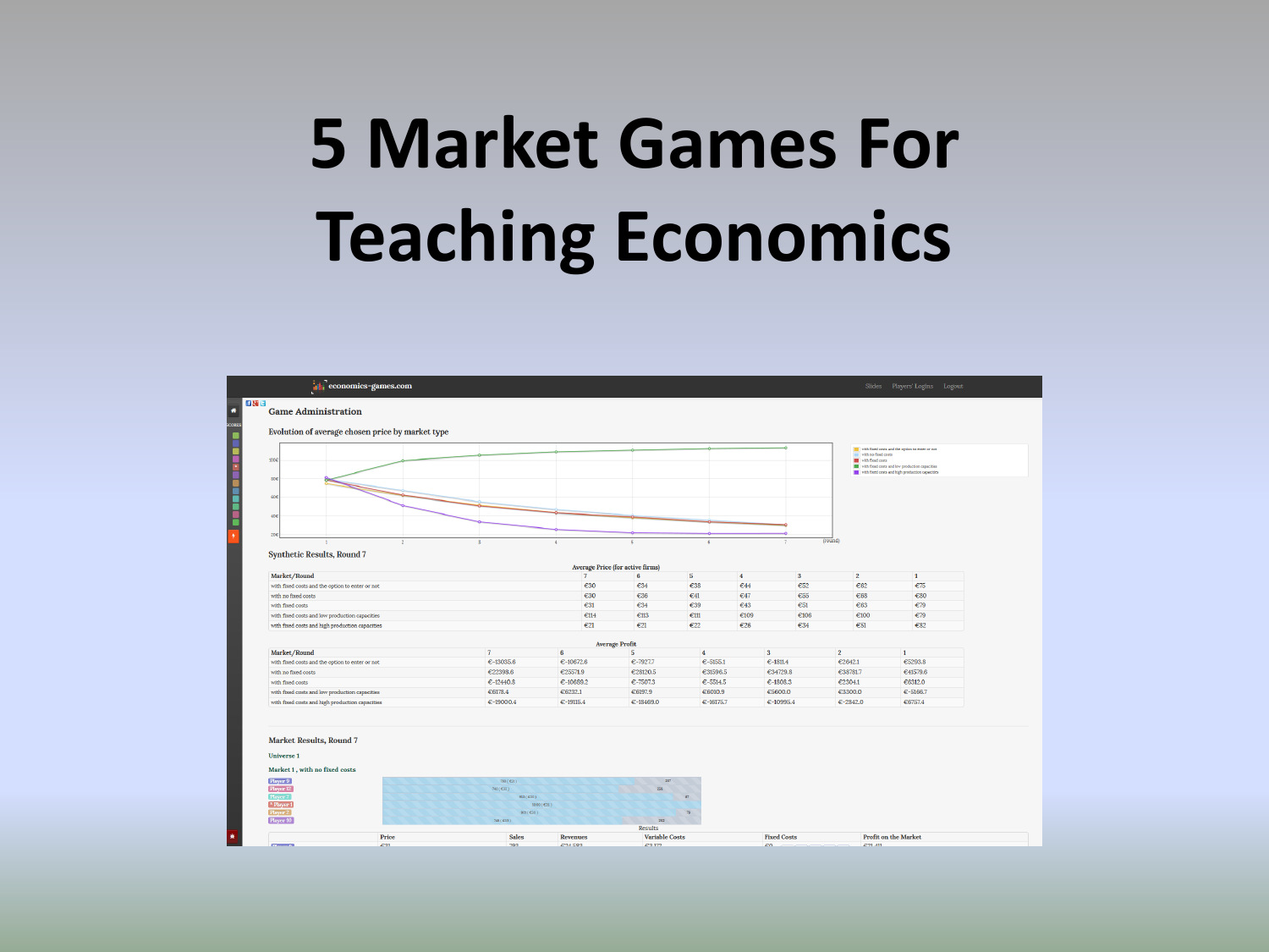# 5 Market Games For Teaching Economics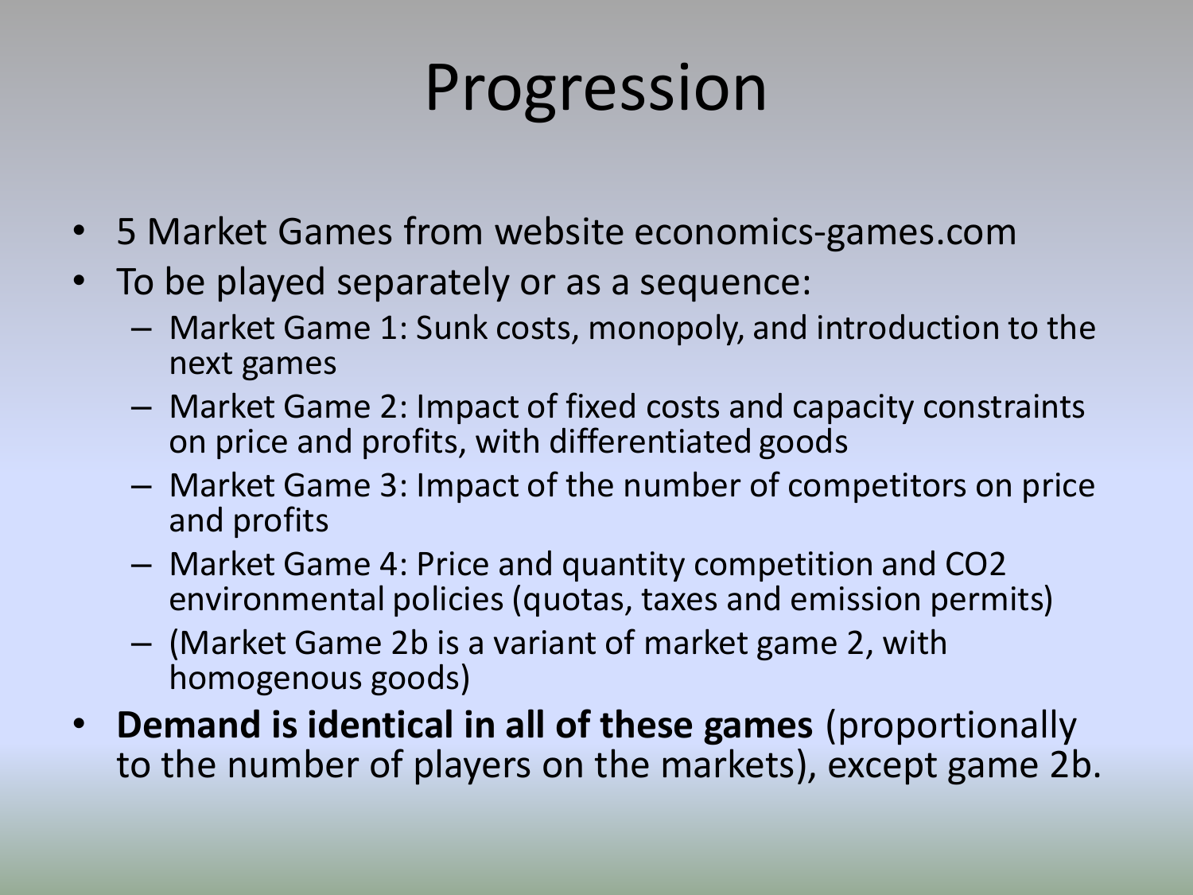# Progression

- 5 Market Games from website economics-games.com
- To be played separately or as a sequence:
  - Market Game 1: Sunk costs, monopoly, and introduction to the next games
  - Market Game 2: Impact of fixed costs and capacity constraints on price and profits, with differentiated goods
  - Market Game 3: Impact of the number of competitors on price and profits
  - Market Game 4: Price and quantity competition and $CO_2$ environmental policies (quotas, taxes and emission permits)
  - (Market Game 2b is a variant of market game 2, with homogenous goods)
- **Demand is identical in all of these games** (proportionally to the number of players on the markets), except game 2b.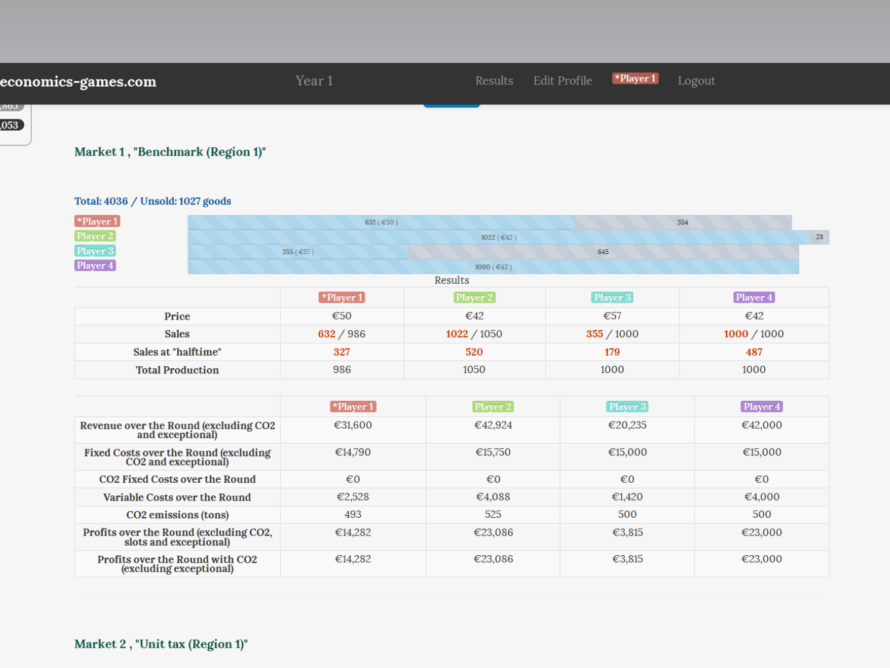economics-games.com    Year 1    Results    Edit Profile    *Player 1    Logout

## Market 1 , "Benchmark (Region 1)"

Total: 4036 / Unsold: 1027 goods

| | | |
|---|---|---|
| *Player 1 | 632 ( €50 ) | 354 |
| Player 2 | 1022 ( €42 ) | 28 |
| Player 3 | 355 ( €57 ) | 645 |
| Player 4 | 1000 ( €42 ) | |

Results

| | *Player 1 | Player 2 | Player 3 | Player 4 |
|---|---|---|---|---|
| Price | €50 | €42 | €57 | €42 |
| Sales | 632 / 986 | 1022 / 1050 | 355 / 1000 | 1000 / 1000 |
| Sales at "halftime" | 327 | 520 | 179 | 487 |
| Total Production | 986 | 1050 | 1000 | 1000 |

| | *Player 1 | Player 2 | Player 3 | Player 4 |
|---|---|---|---|---|
| Revenue over the Round (excluding CO2 and exceptional) | €31,600 | €42,924 | €20,235 | €42,000 |
| Fixed Costs over the Round (excluding CO2 and exceptional) | €14,790 | €15,750 | €15,000 | €15,000 |
| CO2 Fixed Costs over the Round | €0 | €0 | €0 | €0 |
| Variable Costs over the Round | €2,528 | €4,088 | €1,420 | €4,000 |
| CO2 emissions (tons) | 493 | 525 | 500 | 500 |
| Profits over the Round (excluding CO2, slots and exceptional) | €14,282 | €23,086 | €3,815 | €23,000 |
| Profits over the Round with CO2 (excluding exceptional) | €14,282 | €23,086 | €3,815 | €23,000 |

## Market 2 , "Unit tax (Region 1)"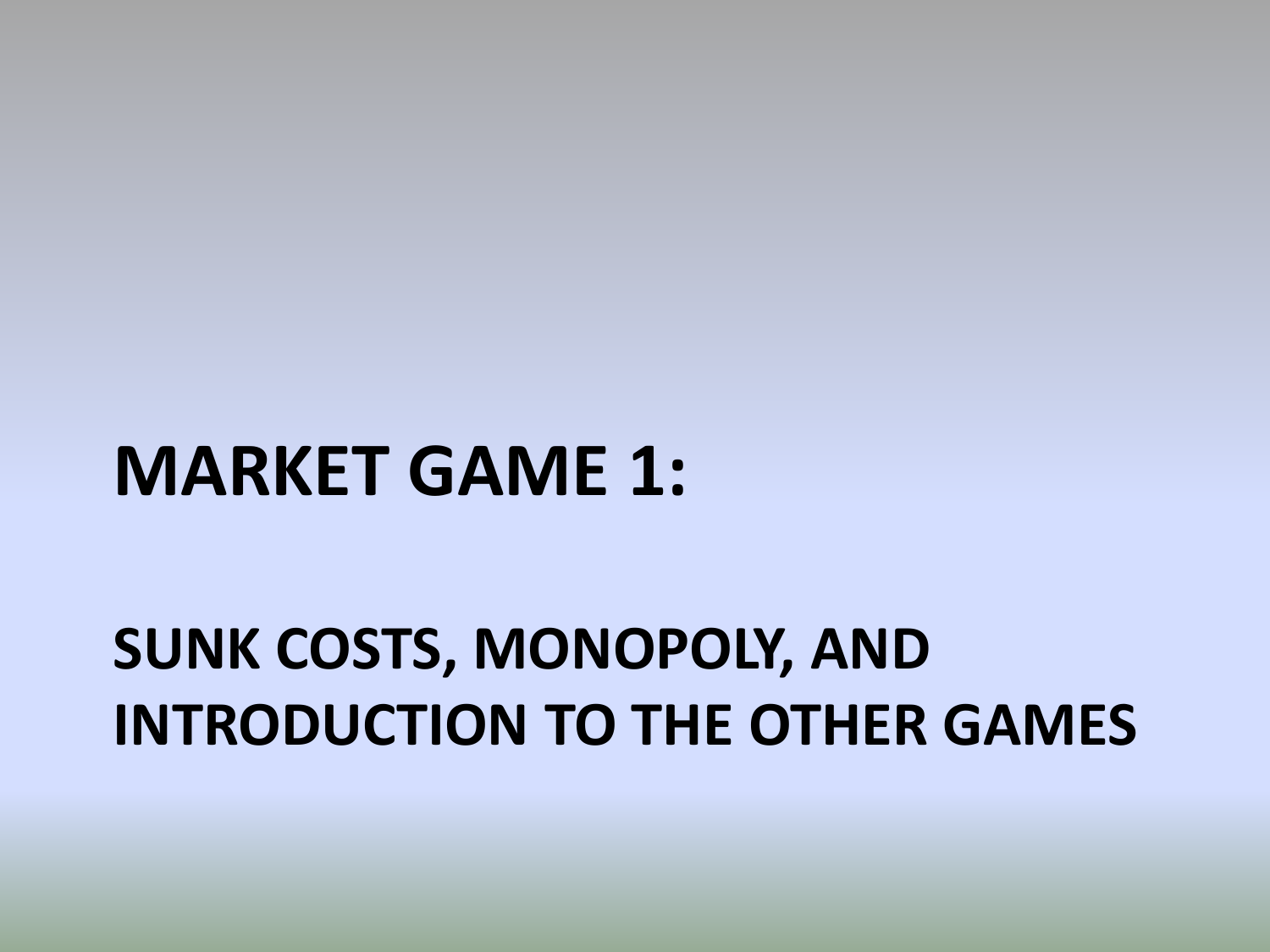# MARKET GAME 1:

## SUNK COSTS, MONOPOLY, AND INTRODUCTION TO THE OTHER GAMES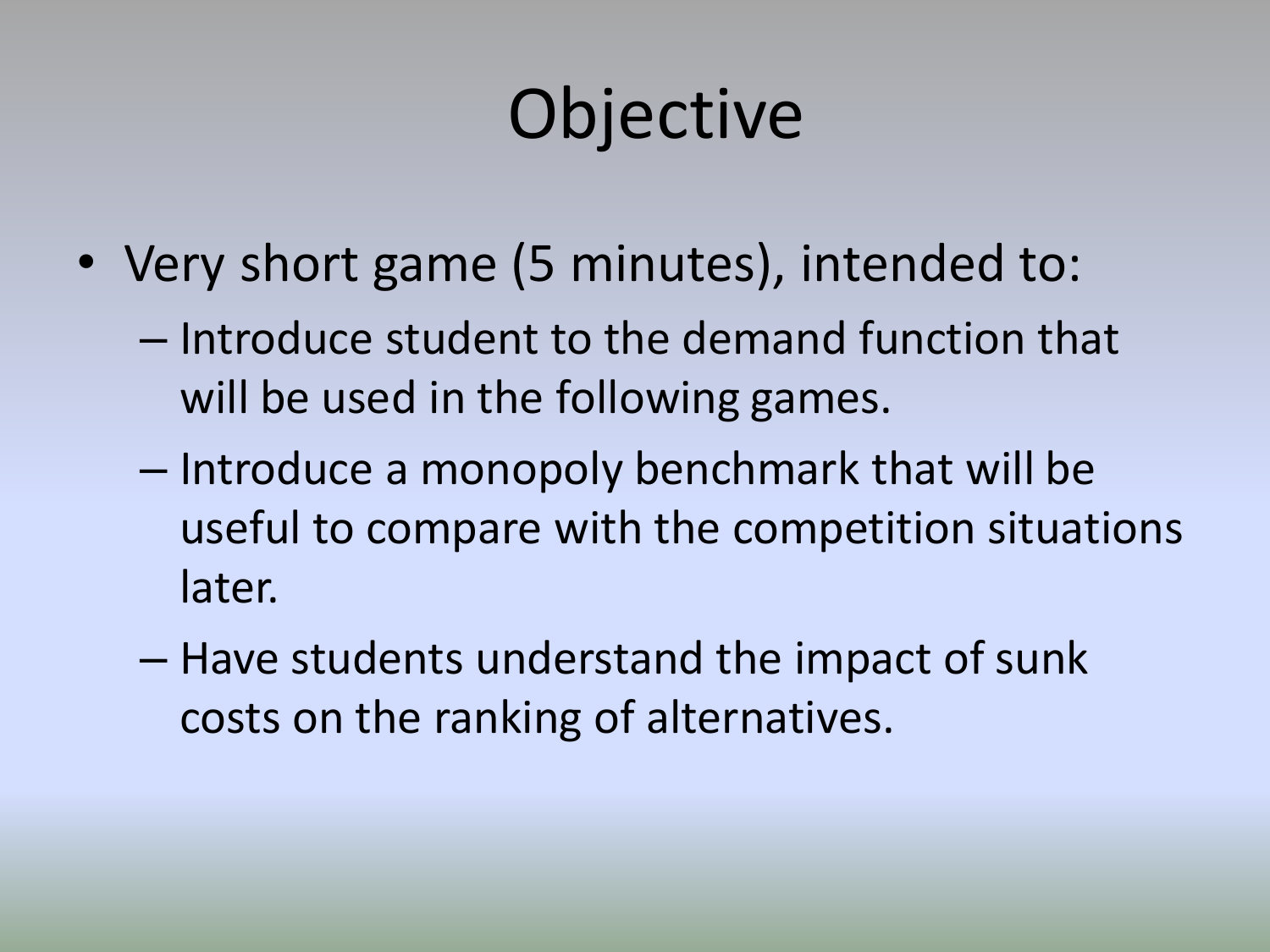# Objective

- Very short game (5 minutes), intended to:
  - Introduce student to the demand function that will be used in the following games.
  - Introduce a monopoly benchmark that will be useful to compare with the competition situations later.
  - Have students understand the impact of sunk costs on the ranking of alternatives.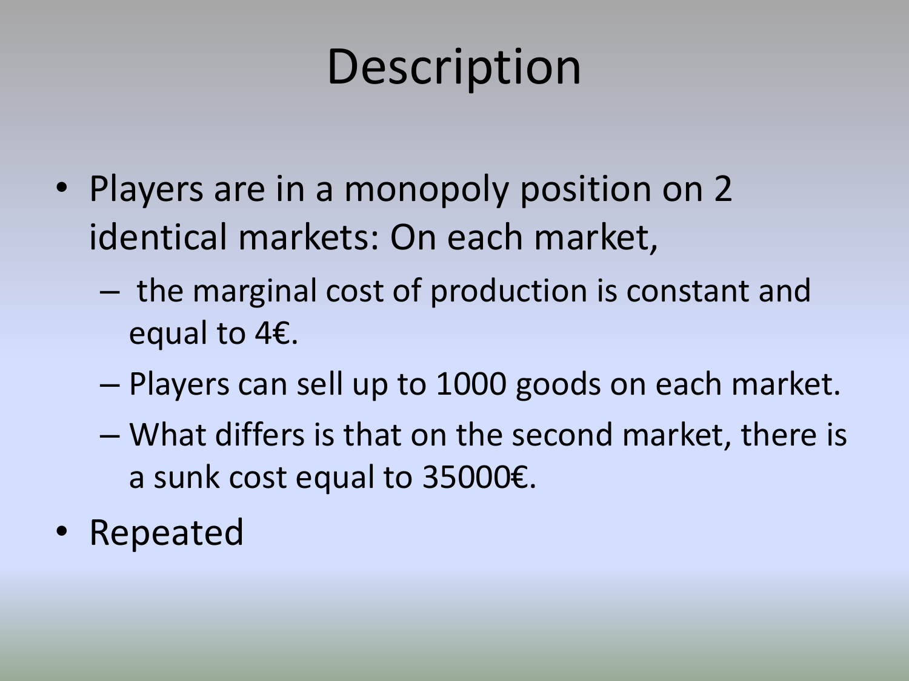# Description

- Players are in a monopoly position on 2 identical markets: On each market,
  - the marginal cost of production is constant and equal to 4€.
  - Players can sell up to 1000 goods on each market.
  - What differs is that on the second market, there is a sunk cost equal to 35000€.
- Repeated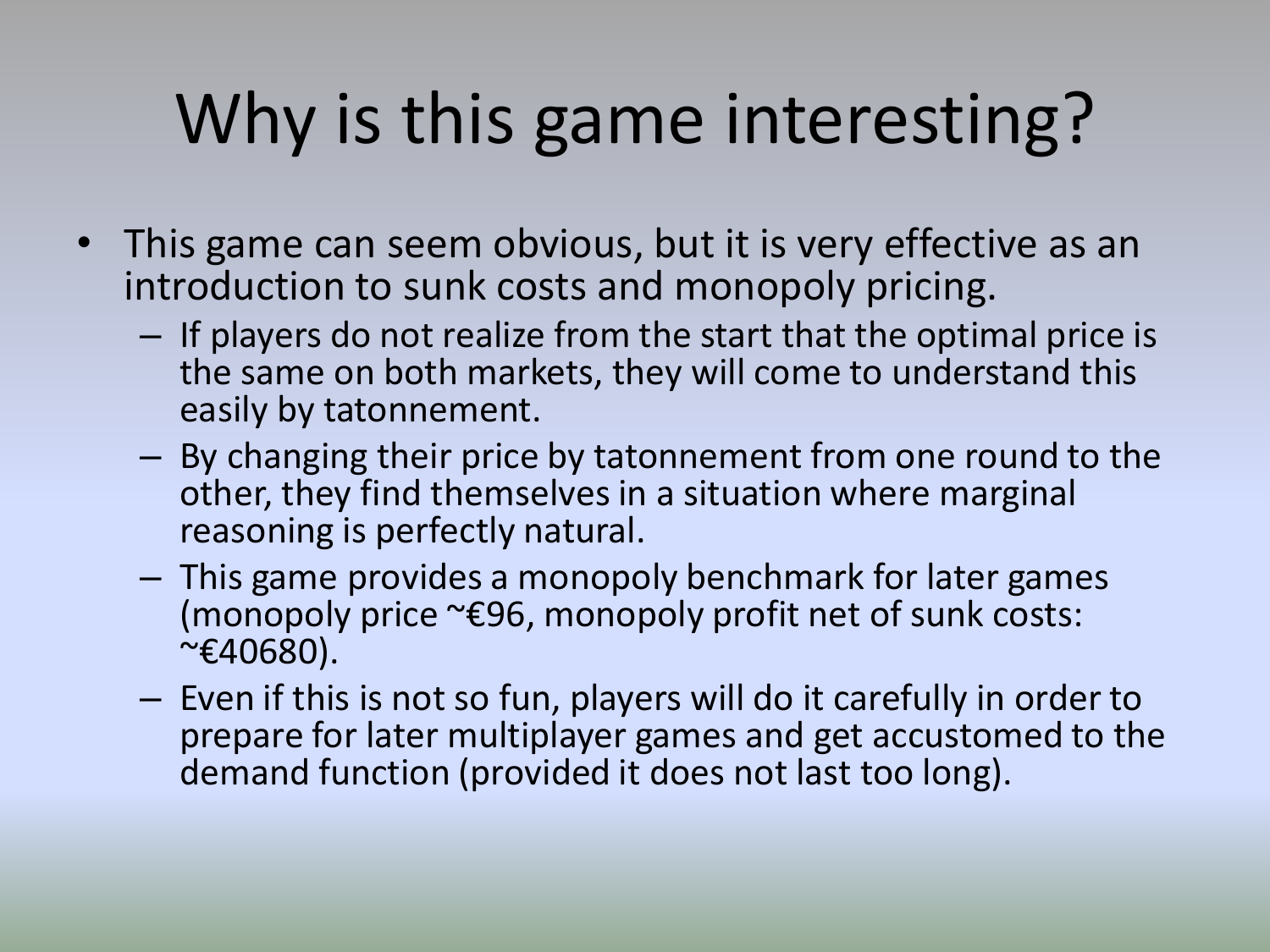# Why is this game interesting?

- This game can seem obvious, but it is very effective as an introduction to sunk costs and monopoly pricing.
  - If players do not realize from the start that the optimal price is the same on both markets, they will come to understand this easily by tatonnement.
  - By changing their price by tatonnement from one round to the other, they find themselves in a situation where marginal reasoning is perfectly natural.
  - This game provides a monopoly benchmark for later games (monopoly price ~€96, monopoly profit net of sunk costs: ~€40680).
  - Even if this is not so fun, players will do it carefully in order to prepare for later multiplayer games and get accustomed to the demand function (provided it does not last too long).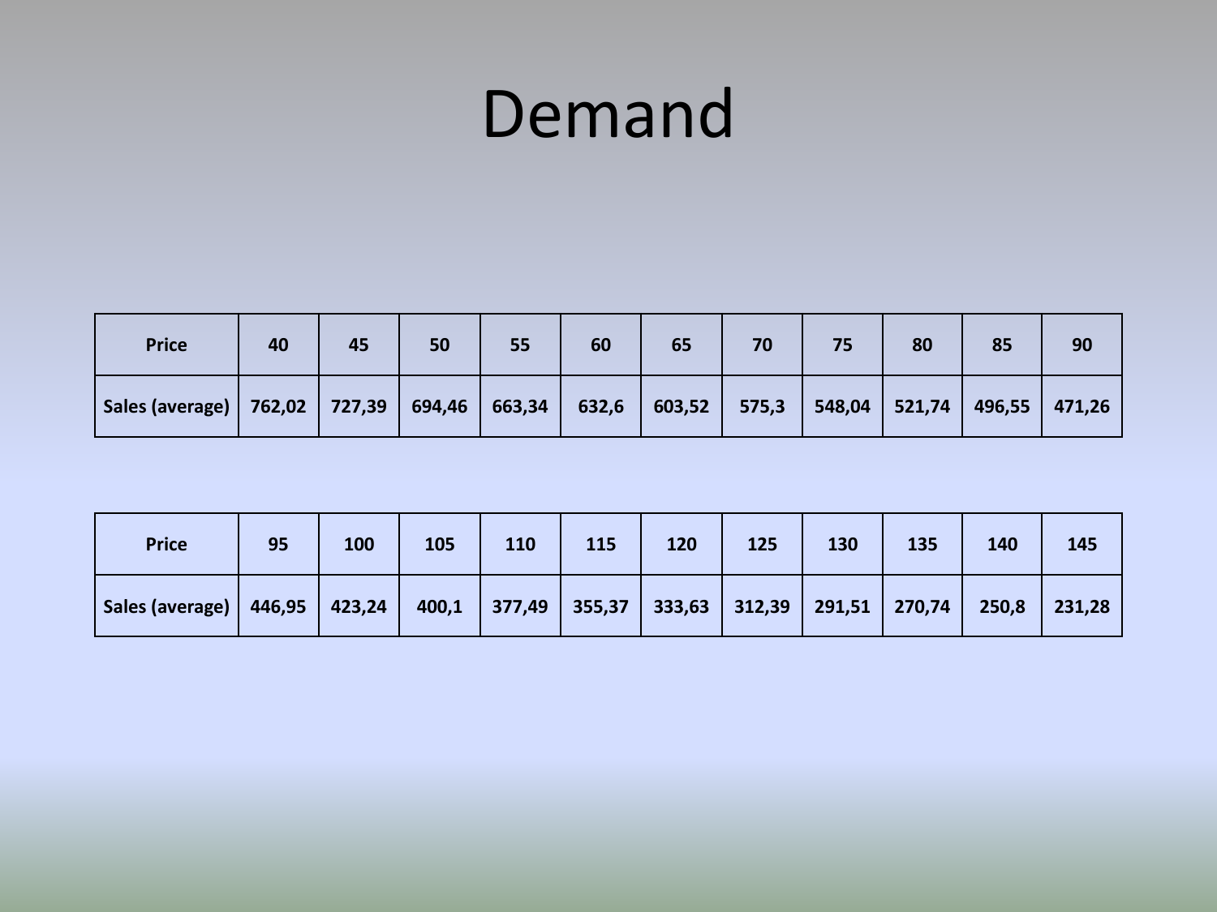# Demand

| Price | 40 | 45 | 50 | 55 | 60 | 65 | 70 | 75 | 80 | 85 | 90 |
|---|---|---|---|---|---|---|---|---|---|---|---|
| Sales (average) | 762,02 | 727,39 | 694,46 | 663,34 | 632,6 | 603,52 | 575,3 | 548,04 | 521,74 | 496,55 | 471,26 |

| Price | 95 | 100 | 105 | 110 | 115 | 120 | 125 | 130 | 135 | 140 | 145 |
|---|---|---|---|---|---|---|---|---|---|---|---|
| Sales (average) | 446,95 | 423,24 | 400,1 | 377,49 | 355,37 | 333,63 | 312,39 | 291,51 | 270,74 | 250,8 | 231,28 |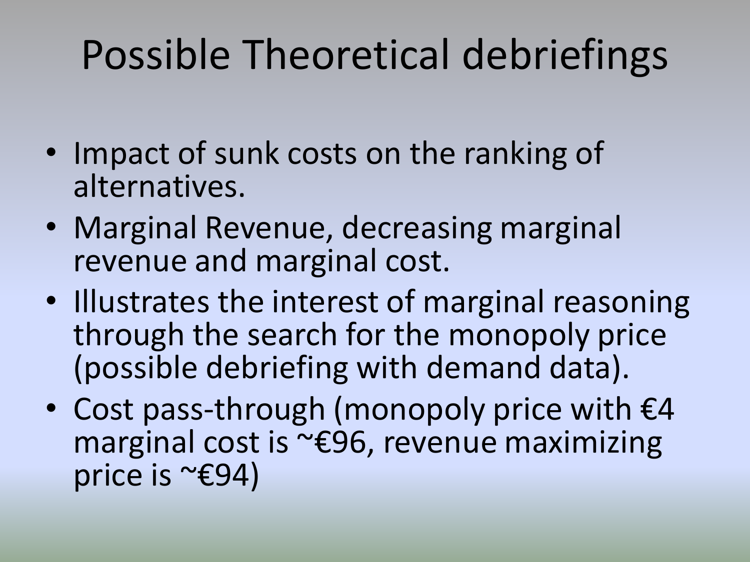# Possible Theoretical debriefings

- Impact of sunk costs on the ranking of alternatives.
- Marginal Revenue, decreasing marginal revenue and marginal cost.
- Illustrates the interest of marginal reasoning through the search for the monopoly price (possible debriefing with demand data).
- Cost pass-through (monopoly price with €4 marginal cost is ~€96, revenue maximizing price is ~€94)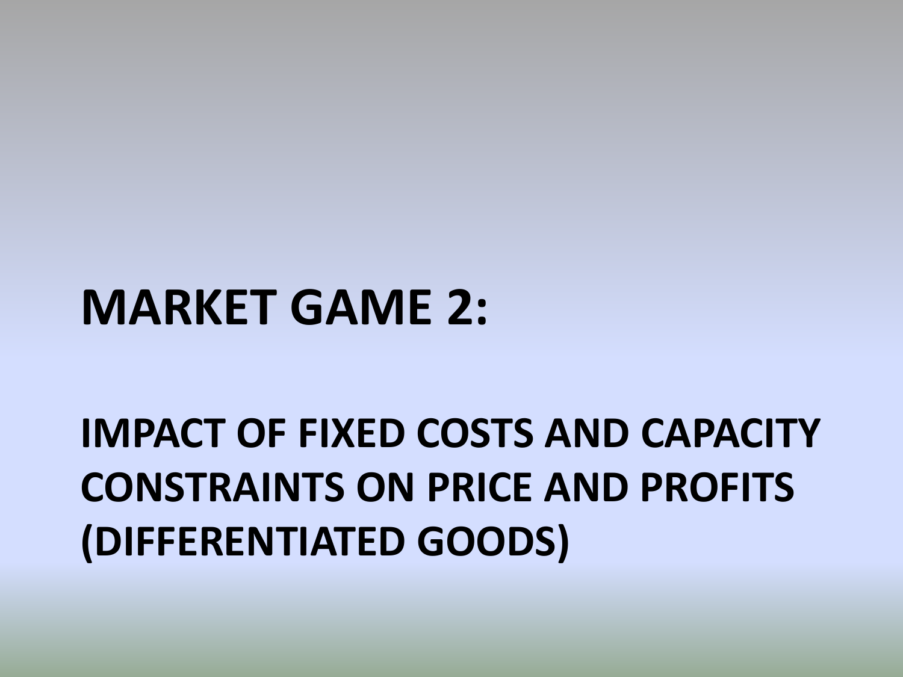# MARKET GAME 2:

## IMPACT OF FIXED COSTS AND CAPACITY CONSTRAINTS ON PRICE AND PROFITS (DIFFERENTIATED GOODS)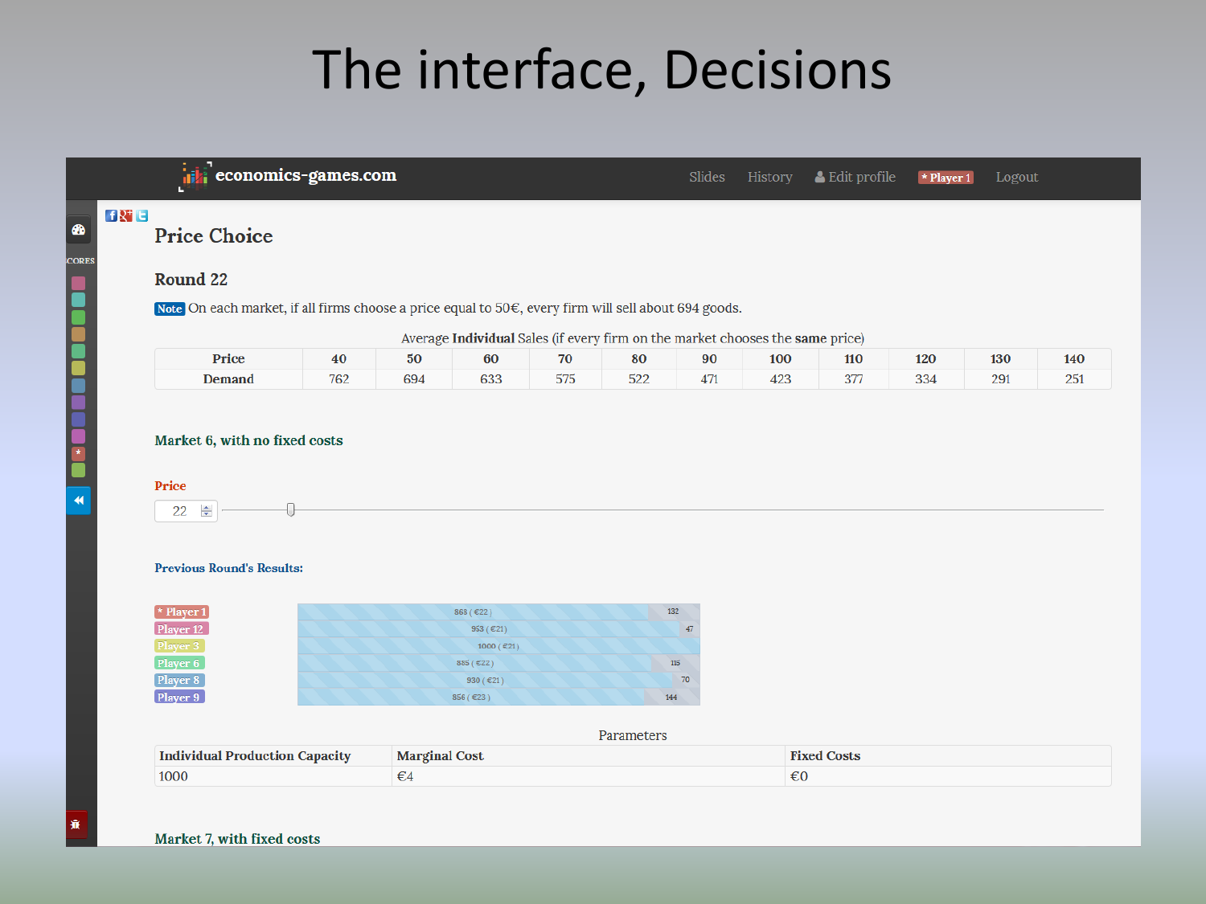# The interface, Decisions

economics-games.com — Slides | History | Edit profile | * Player 1 | Logout

## Price Choice

### Round 22

**Note** On each market, if all firms choose a price equal to 50€, every firm will sell about 694 goods.

Average **Individual** Sales (if every firm on the market chooses the **same** price)

| Price | 40 | 50 | 60 | 70 | 80 | 90 | 100 | 110 | 120 | 130 | 140 |
|---|---|---|---|---|---|---|---|---|---|---|---|
| Demand | 762 | 694 | 633 | 575 | 522 | 471 | 423 | 377 | 334 | 291 | 251 |

**Market 6, with no fixed costs**

**Price**

22

**Previous Round's Results:**

| Player | Sales (Price) | Unsold |
|---|---|---|
| * Player 1 | 868 ( €22 ) | 132 |
| Player 12 | 953 ( €21 ) | 47 |
| Player 3 | 1000 ( €21 ) | |
| Player 6 | 885 ( €22 ) | 115 |
| Player 8 | 930 ( €21 ) | 70 |
| Player 9 | 856 ( €23 ) | 144 |

Parameters

| Individual Production Capacity | Marginal Cost | Fixed Costs |
|---|---|---|
| 1000 | €4 | €0 |

**Market 7, with fixed costs**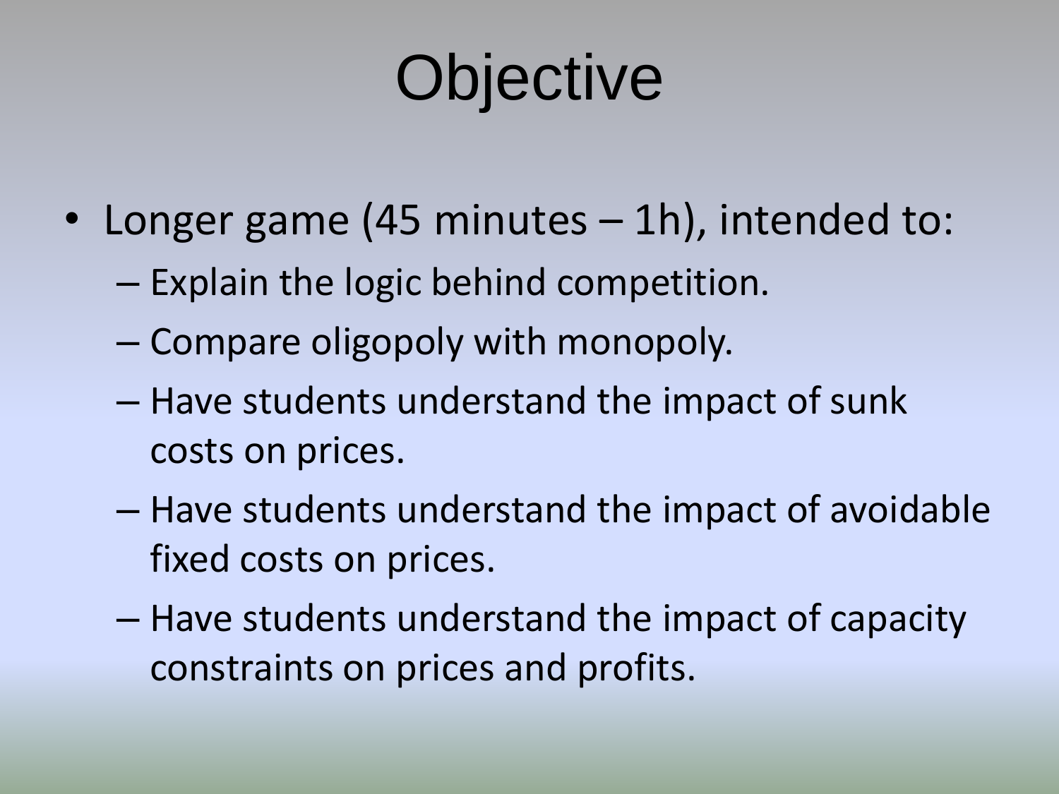# Objective

- Longer game (45 minutes – 1h), intended to:
  - Explain the logic behind competition.
  - Compare oligopoly with monopoly.
  - Have students understand the impact of sunk costs on prices.
  - Have students understand the impact of avoidable fixed costs on prices.
  - Have students understand the impact of capacity constraints on prices and profits.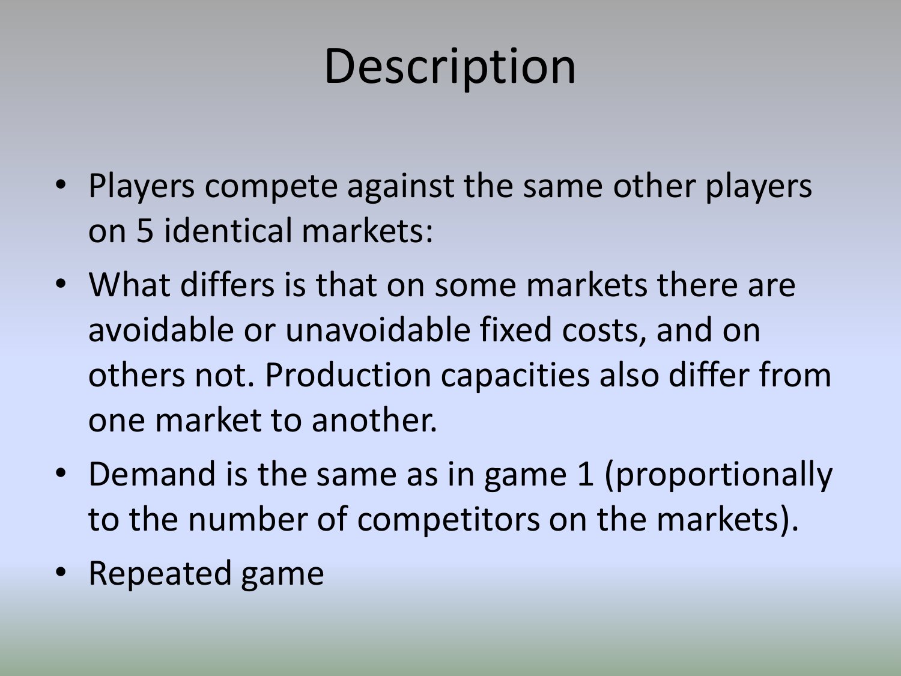# Description

- Players compete against the same other players on 5 identical markets:
- What differs is that on some markets there are avoidable or unavoidable fixed costs, and on others not. Production capacities also differ from one market to another.
- Demand is the same as in game 1 (proportionally to the number of competitors on the markets).
- Repeated game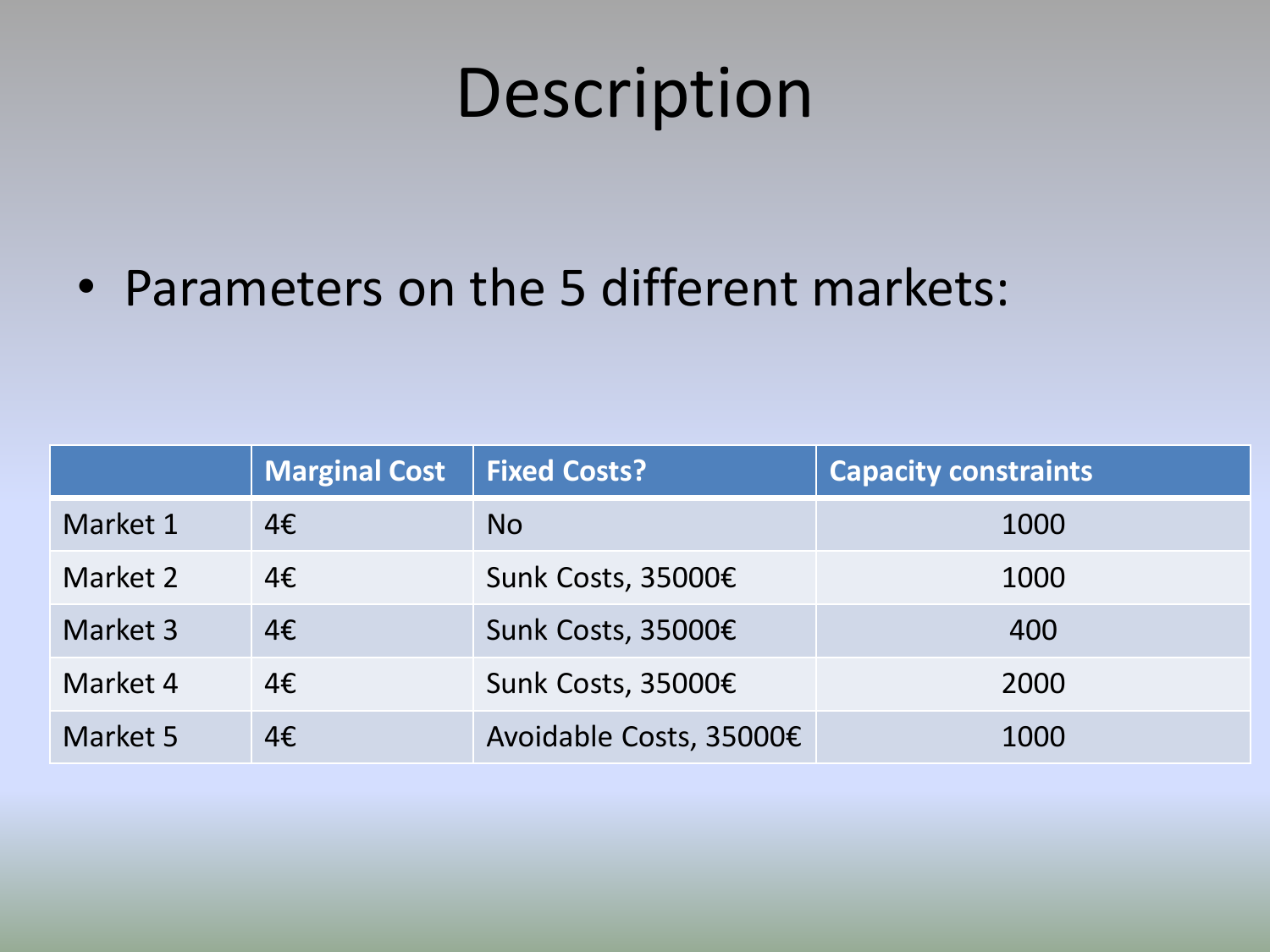# Description

- Parameters on the 5 different markets:

| | Marginal Cost | Fixed Costs? | Capacity constraints |
|---|---|---|---|
| Market 1 | 4€ | No | 1000 |
| Market 2 | 4€ | Sunk Costs, 35000€ | 1000 |
| Market 3 | 4€ | Sunk Costs, 35000€ | 400 |
| Market 4 | 4€ | Sunk Costs, 35000€ | 2000 |
| Market 5 | 4€ | Avoidable Costs, 35000€ | 1000 |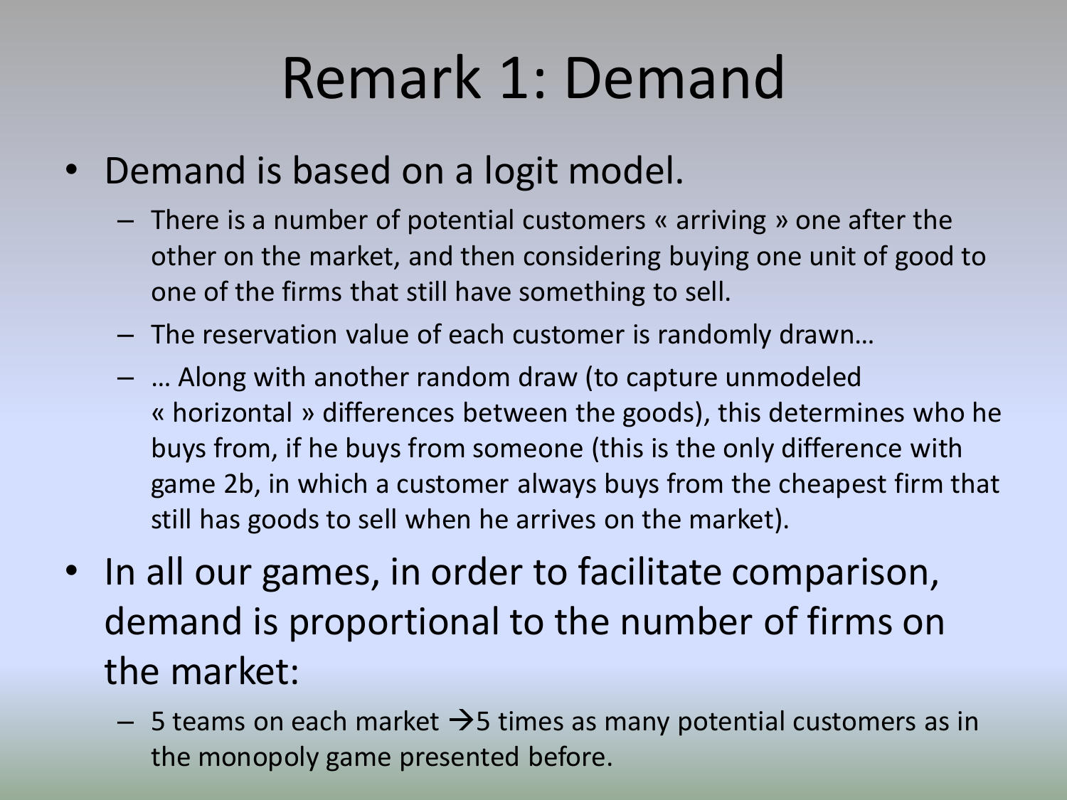# Remark 1: Demand

- Demand is based on a logit model.
  - There is a number of potential customers « arriving » one after the other on the market, and then considering buying one unit of good to one of the firms that still have something to sell.
  - The reservation value of each customer is randomly drawn…
  - … Along with another random draw (to capture unmodeled « horizontal » differences between the goods), this determines who he buys from, if he buys from someone (this is the only difference with game 2b, in which a customer always buys from the cheapest firm that still has goods to sell when he arrives on the market).
- In all our games, in order to facilitate comparison, demand is proportional to the number of firms on the market:
  - 5 teams on each market →5 times as many potential customers as in the monopoly game presented before.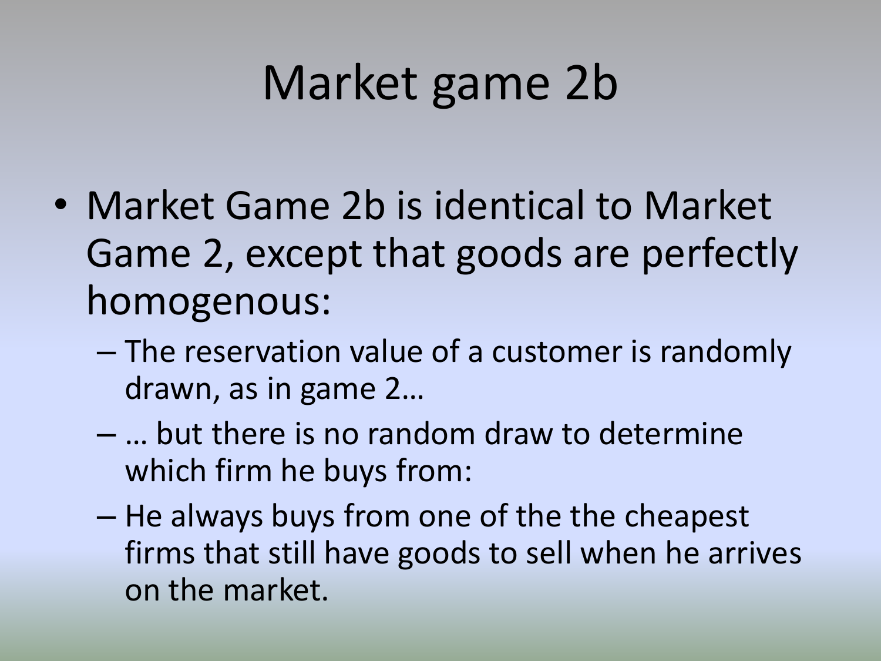# Market game 2b

- Market Game 2b is identical to Market Game 2, except that goods are perfectly homogenous:
  - The reservation value of a customer is randomly drawn, as in game 2…
  - … but there is no random draw to determine which firm he buys from:
  - He always buys from one of the the cheapest firms that still have goods to sell when he arrives on the market.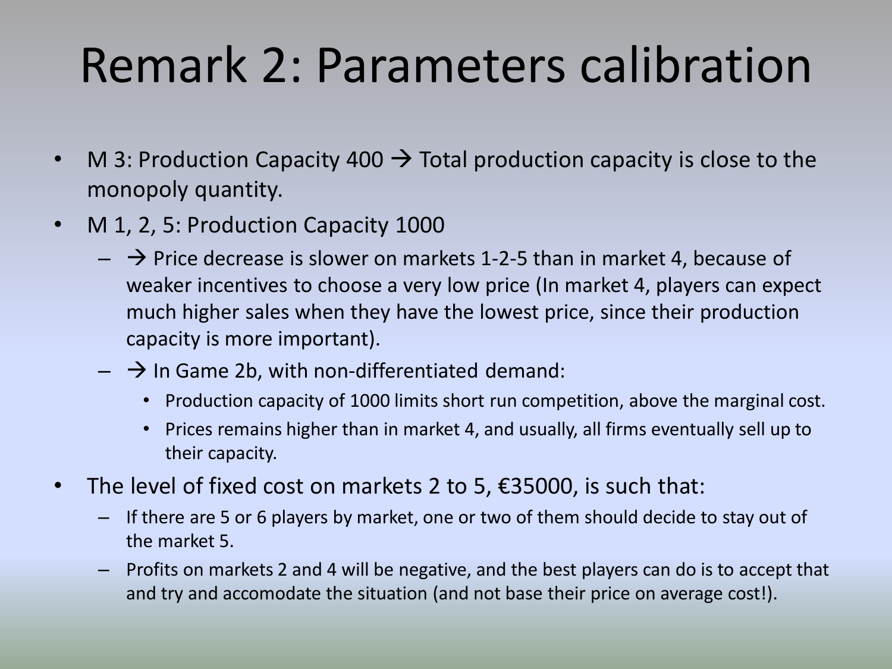# Remark 2: Parameters calibration

- M 3: Production Capacity 400 → Total production capacity is close to the monopoly quantity.
- M 1, 2, 5: Production Capacity 1000
  - → Price decrease is slower on markets 1-2-5 than in market 4, because of weaker incentives to choose a very low price (In market 4, players can expect much higher sales when they have the lowest price, since their production capacity is more important).
  - → In Game 2b, with non-differentiated demand:
    - Production capacity of 1000 limits short run competition, above the marginal cost.
    - Prices remains higher than in market 4, and usually, all firms eventually sell up to their capacity.
- The level of fixed cost on markets 2 to 5, €35000, is such that:
  - If there are 5 or 6 players by market, one or two of them should decide to stay out of the market 5.
  - Profits on markets 2 and 4 will be negative, and the best players can do is to accept that and try and accomodate the situation (and not base their price on average cost!).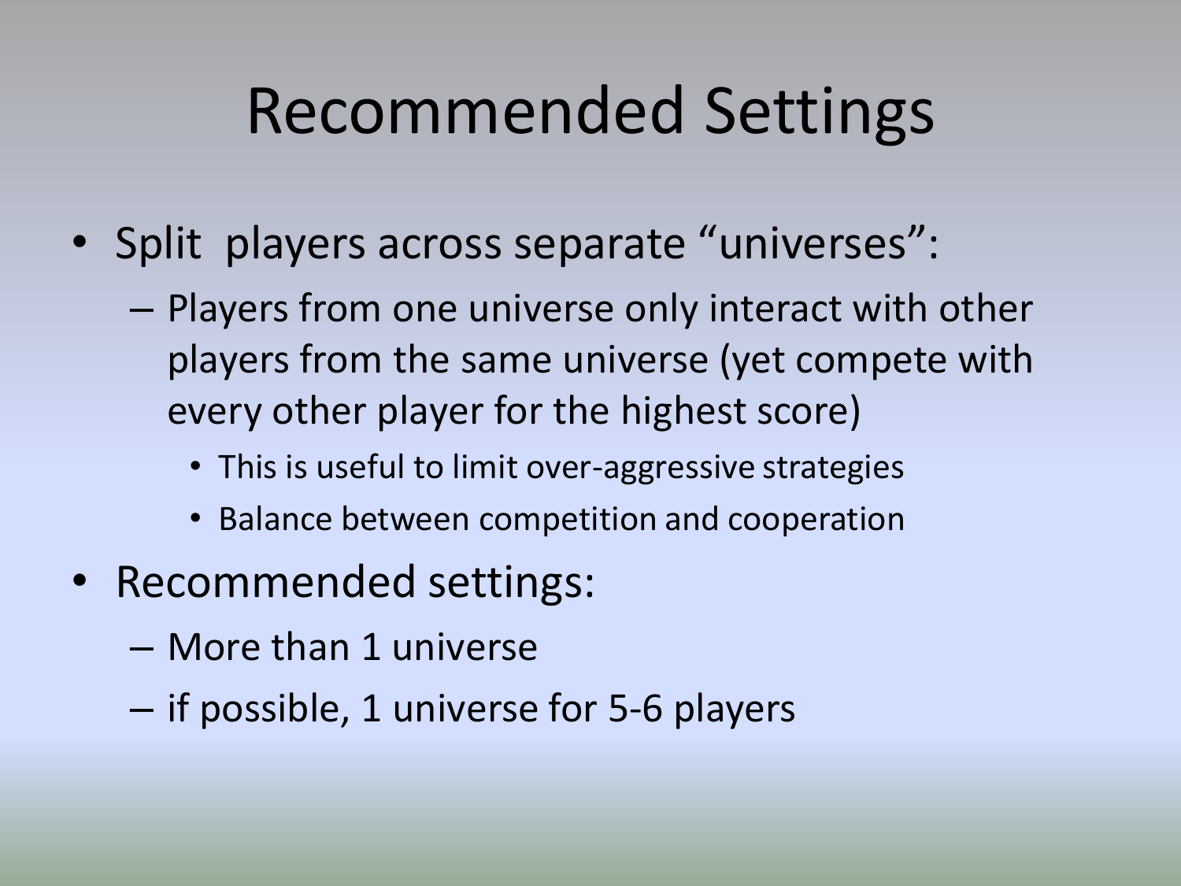# Recommended Settings

- Split players across separate "universes":
  - Players from one universe only interact with other players from the same universe (yet compete with every other player for the highest score)
    - This is useful to limit over-aggressive strategies
    - Balance between competition and cooperation
- Recommended settings:
  - More than 1 universe
  - if possible, 1 universe for 5-6 players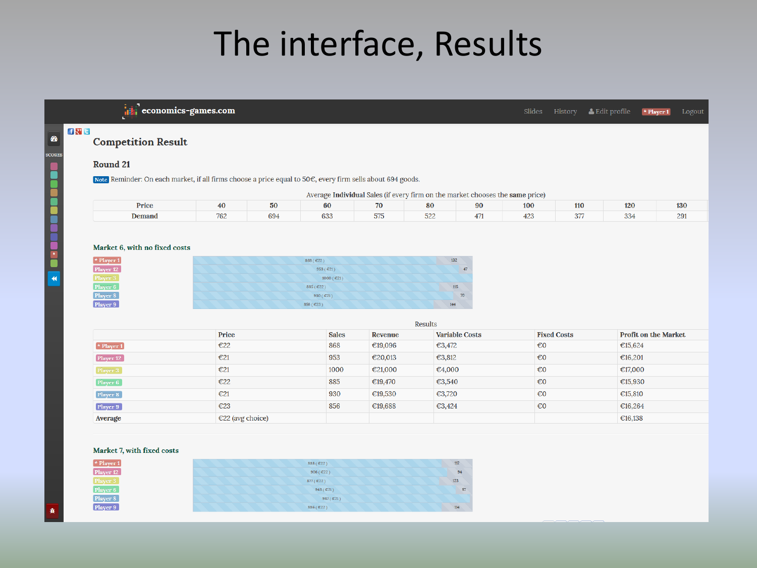# The interface, Results

economics-games.com

Slides History Edit profile * Player 1 Logout

## Competition Result

### Round 21

Note Reminder: On each market, if all firms choose a price equal to 50€, every firm sells about 694 goods.

Average **Individual** Sales (if every firm on the market chooses the **same** price)

| Price | 40 | 50 | 60 | 70 | 80 | 90 | 100 | 110 | 120 | 130 |
|---|---|---|---|---|---|---|---|---|---|---|
| Demand | 762 | 694 | 633 | 575 | 522 | 471 | 423 | 377 | 334 | 291 |

### Market 6, with no fixed costs

| Player | Sales (Price) | Unsold |
|---|---|---|
| * Player 1 | 868 (€22) | 132 |
| Player 12 | 953 (€21) | 47 |
| Player 3 | 1000 (€21) | |
| Player 6 | 885 (€22) | 115 |
| Player 8 | 930 (€21) | 70 |
| Player 9 | 856 (€23) | 144 |

Results

| | Price | Sales | Revenue | Variable Costs | Fixed Costs | Profit on the Market |
|---|---|---|---|---|---|---|
| * Player 1 | €22 | 868 | €19,096 | €3,472 | €0 | €15,624 |
| Player 12 | €21 | 953 | €20,013 | €3,812 | €0 | €16,201 |
| Player 3 | €21 | 1000 | €21,000 | €4,000 | €0 | €17,000 |
| Player 6 | €22 | 885 | €19,470 | €3,540 | €0 | €15,930 |
| Player 8 | €21 | 930 | €19,530 | €3,720 | €0 | €15,810 |
| Player 9 | €23 | 856 | €19,688 | €3,424 | €0 | €16,264 |
| Average | €22 (avg choice) | | | | | €16,138 |

### Market 7, with fixed costs

| Player | Sales (Price) | Unsold |
|---|---|---|
| * Player 1 | 888 (€22) | 112 |
| Player 12 | 906 (€22) | 94 |
| Player 3 | 877 (€22) | 123 |
| Player 6 | 943 (€21) | 57 |
| Player 8 | 987 (€21) | |
| Player 9 | 886 (€22) | 114 |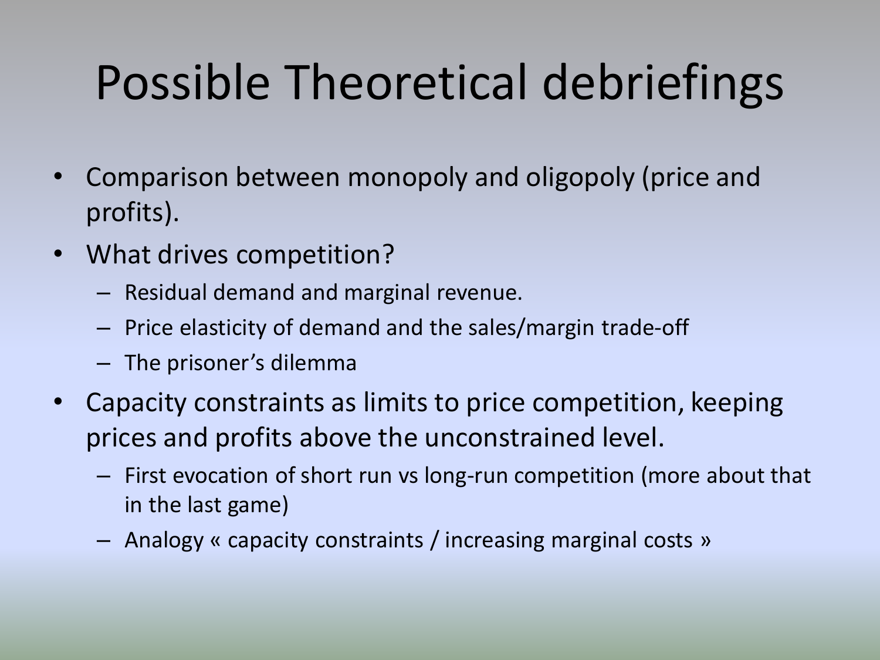# Possible Theoretical debriefings

- Comparison between monopoly and oligopoly (price and profits).
- What drives competition?
  - Residual demand and marginal revenue.
  - Price elasticity of demand and the sales/margin trade-off
  - The prisoner’s dilemma
- Capacity constraints as limits to price competition, keeping prices and profits above the unconstrained level.
  - First evocation of short run vs long-run competition (more about that in the last game)
  - Analogy « capacity constraints / increasing marginal costs »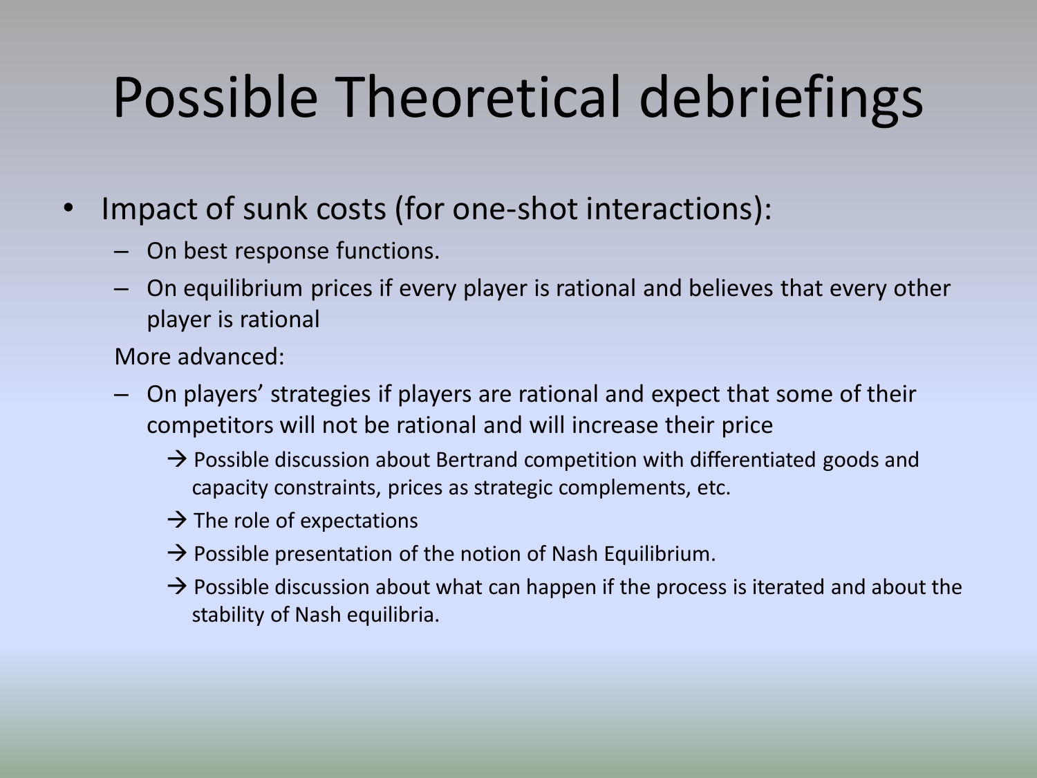# Possible Theoretical debriefings

- Impact of sunk costs (for one-shot interactions):
  - On best response functions.
  - On equilibrium prices if every player is rational and believes that every other player is rational

  More advanced:

  - On players' strategies if players are rational and expect that some of their competitors will not be rational and will increase their price
    - → Possible discussion about Bertrand competition with differentiated goods and capacity constraints, prices as strategic complements, etc.
    - → The role of expectations
    - → Possible presentation of the notion of Nash Equilibrium.
    - → Possible discussion about what can happen if the process is iterated and about the stability of Nash equilibria.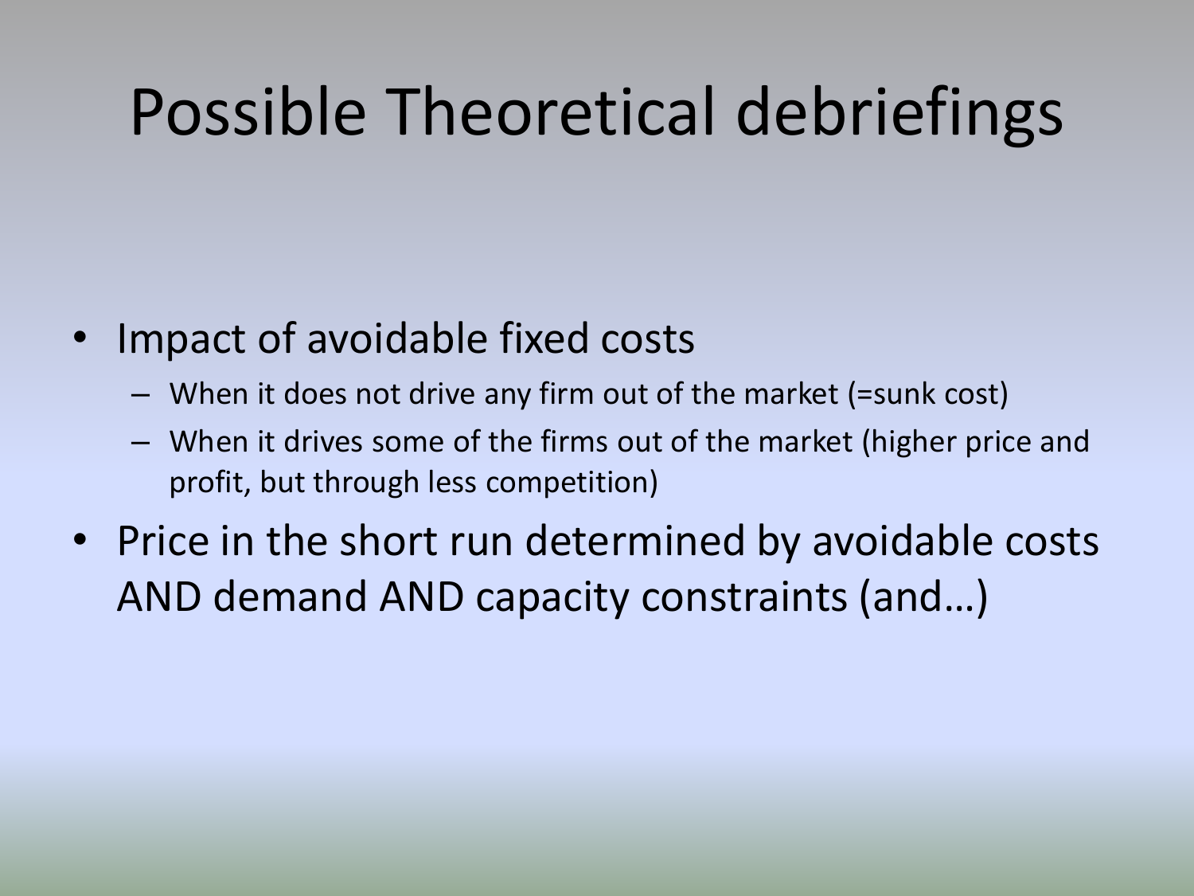# Possible Theoretical debriefings

- Impact of avoidable fixed costs
  - When it does not drive any firm out of the market (=sunk cost)
  - When it drives some of the firms out of the market (higher price and profit, but through less competition)
- Price in the short run determined by avoidable costs AND demand AND capacity constraints (and…)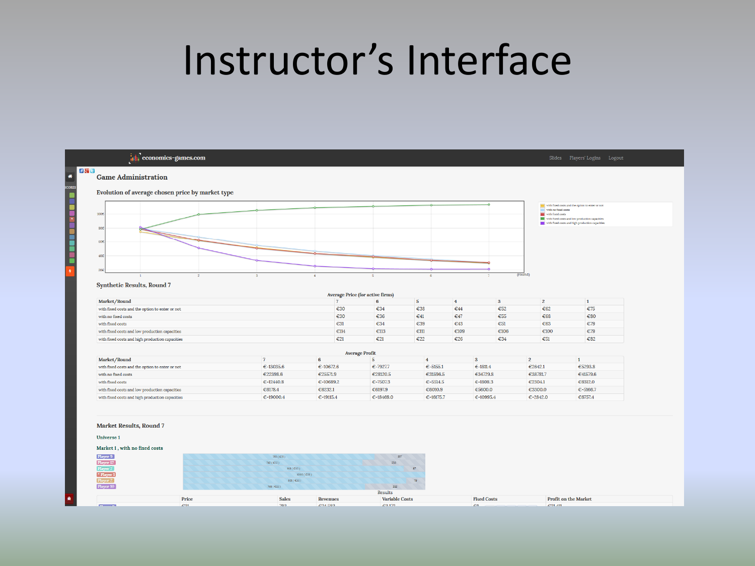# Instructor's Interface

economics-games.com

Slides Players' Logins Logout

## Game Administration

### Evolution of average chosen price by market type

### Synthetic Results, Round 7

Average Price (for active firms)

| Market/Round | 7 | 6 | 5 | 4 | 3 | 2 | 1 |
|---|---|---|---|---|---|---|---|
| with fixed costs and the option to enter or not | €30 | €34 | €38 | €44 | €52 | €62 | €75 |
| with no fixed costs | €30 | €36 | €41 | €47 | €55 | €68 | €80 |
| with fixed costs | €31 | €34 | €39 | €43 | €51 | €63 | €79 |
| with fixed costs and low production capacities | €114 | €113 | €111 | €109 | €106 | €100 | €79 |
| with fixed costs and high production capacities | €21 | €21 | €22 | €26 | €34 | €51 | €82 |

Average Profit

| Market/Round | 7 | 6 | 5 | 4 | 3 | 2 | 1 |
|---|---|---|---|---|---|---|---|
| with fixed costs and the option to enter or not | €-13035.6 | €-10672.6 | €-7927.7 | €-5155.1 | €-1811.4 | €2642.1 | €5293.8 |
| with no fixed costs | €22398.8 | €25571.9 | €28120.5 | €31598.5 | €34729.8 | €38781.7 | €41579.6 |
| with fixed costs | €-12440.8 | €-10689.2 | €-7507.3 | €-5514.5 | €-1808.3 | €2304.1 | €6312.0 |
| with fixed costs and low production capacities | €6178.4 | €6232.1 | €6197.9 | €6010.9 | €5600.0 | €3300.0 | €-5166.7 |
| with fixed costs and high production capacities | €-19000.4 | €-19115.4 | €-18469.0 | €-16175.7 | €-10995.4 | €-2842.0 | €6757.4 |

### Market Results, Round 7

Universe 1

Market 1 , with no fixed costs

Results

| | Price | Sales | Revenues | Variable Costs | Fixed Costs | Profit on the Market |
|---|---|---|---|---|---|---|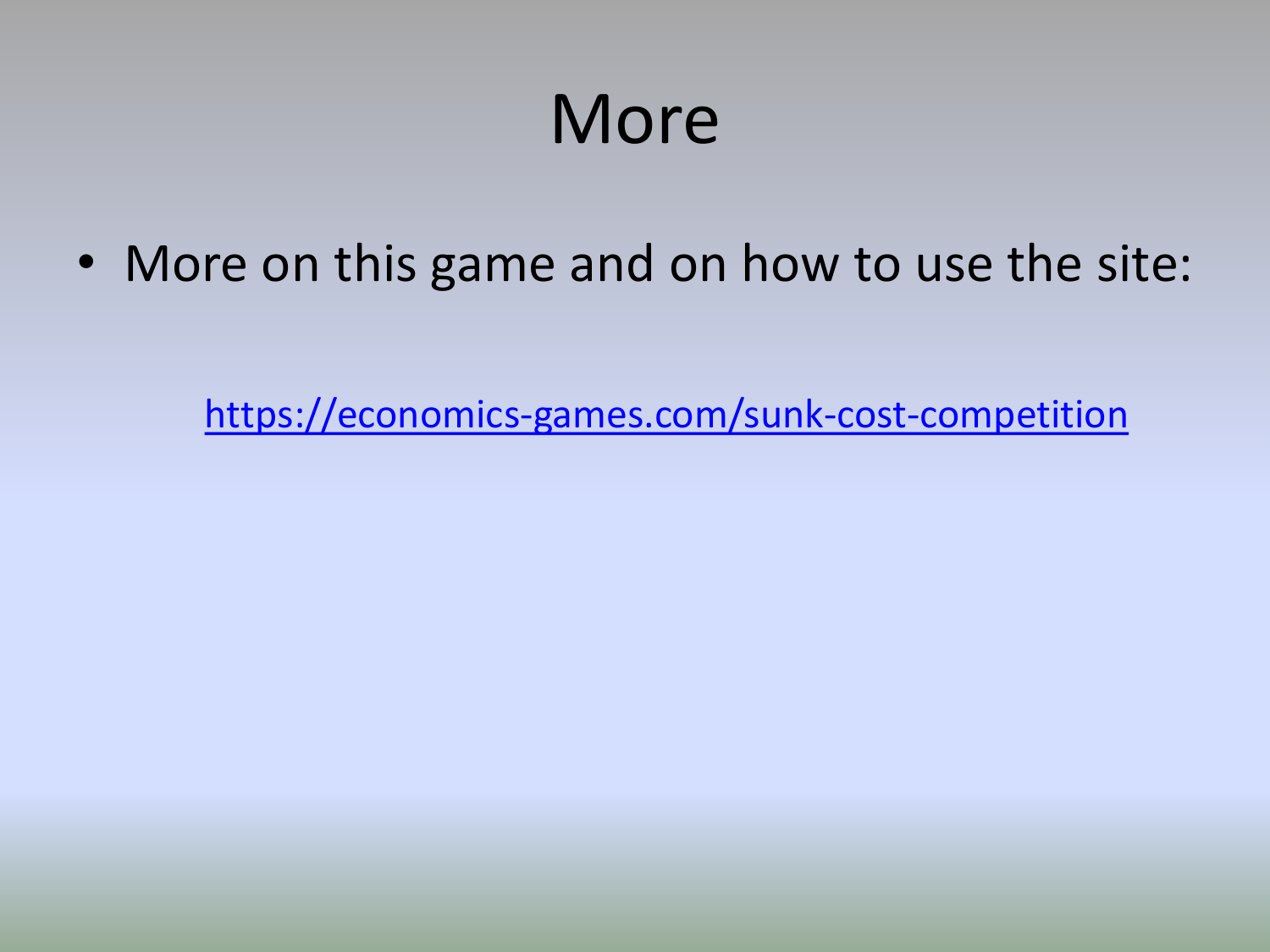# More

- More on this game and on how to use the site:

  [https://economics-games.com/sunk-cost-competition](https://economics-games.com/sunk-cost-competition)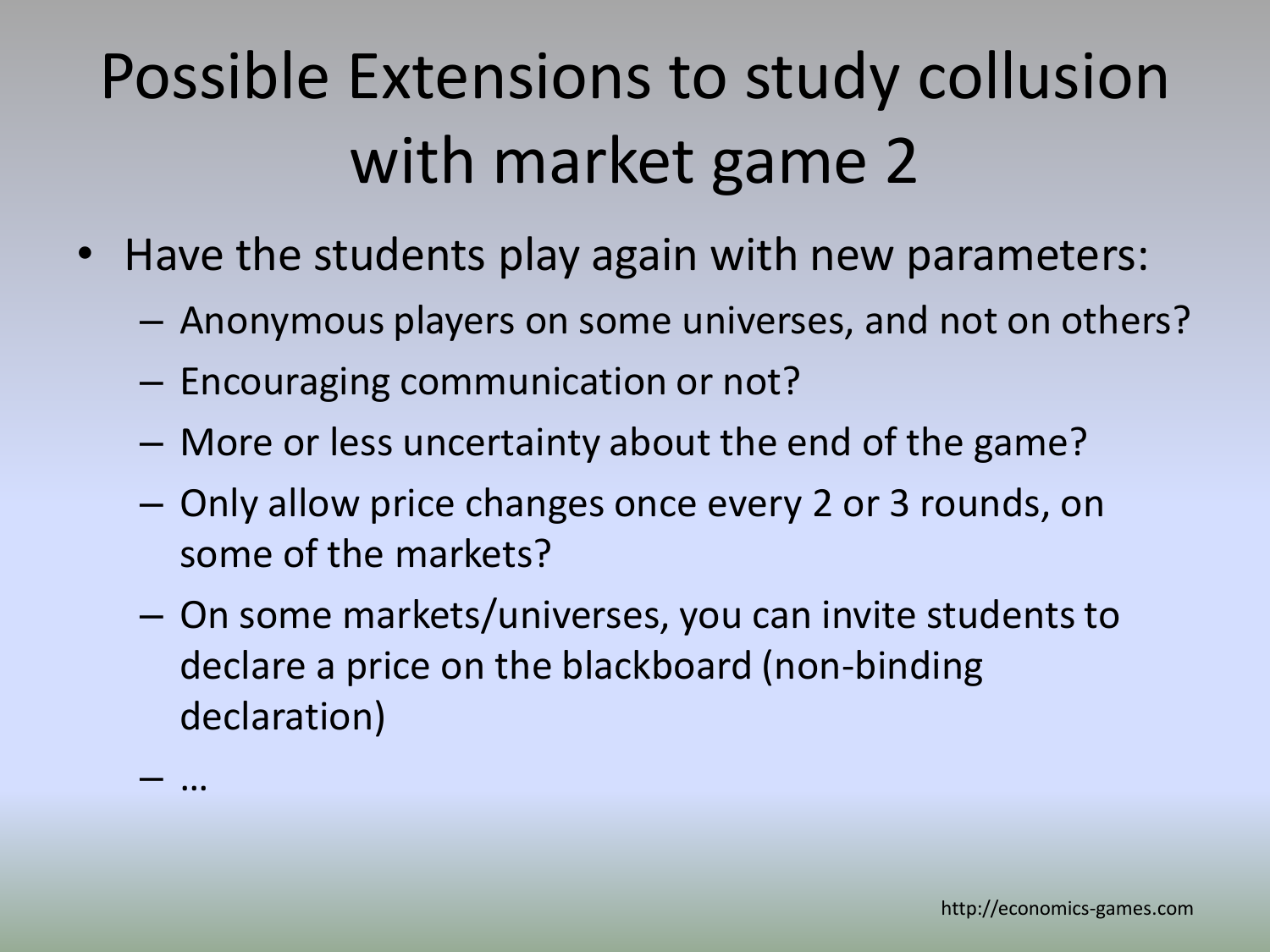# Possible Extensions to study collusion with market game 2

- Have the students play again with new parameters:
  - Anonymous players on some universes, and not on others?
  - Encouraging communication or not?
  - More or less uncertainty about the end of the game?
  - Only allow price changes once every 2 or 3 rounds, on some of the markets?
  - On some markets/universes, you can invite students to declare a price on the blackboard (non-binding declaration)
  - …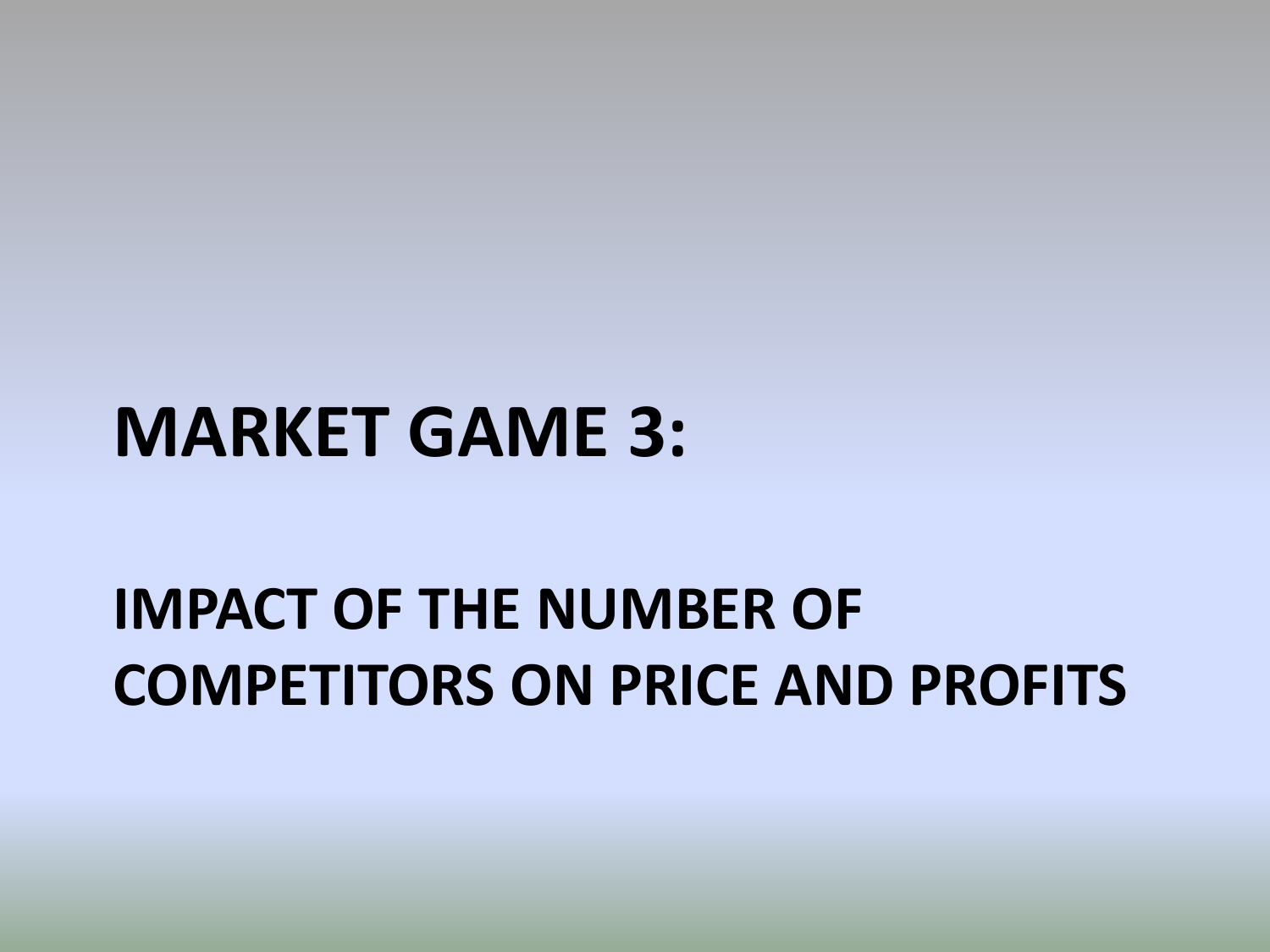# MARKET GAME 3:

## IMPACT OF THE NUMBER OF COMPETITORS ON PRICE AND PROFITS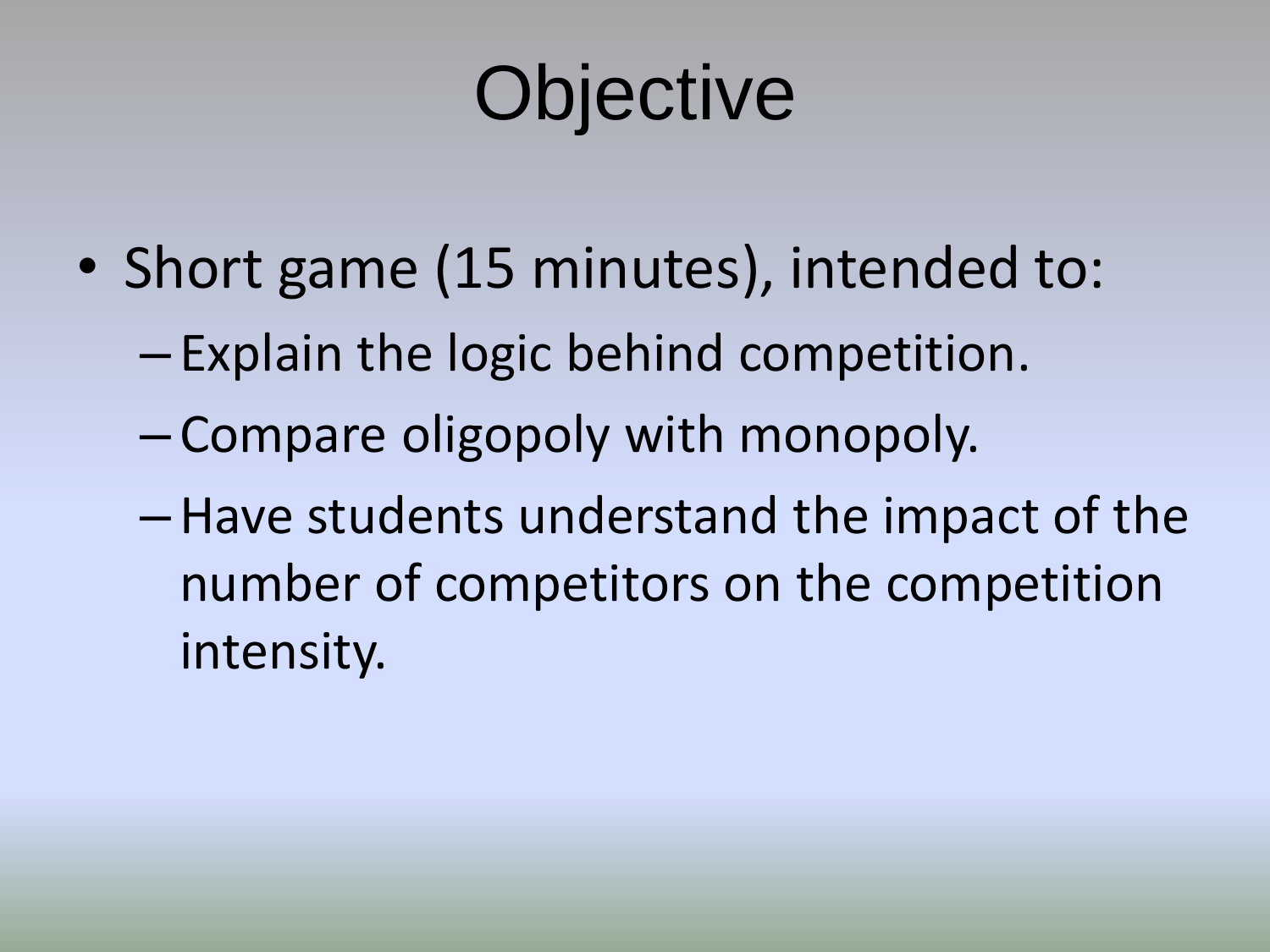# Objective

- Short game (15 minutes), intended to:
  - Explain the logic behind competition.
  - Compare oligopoly with monopoly.
  - Have students understand the impact of the number of competitors on the competition intensity.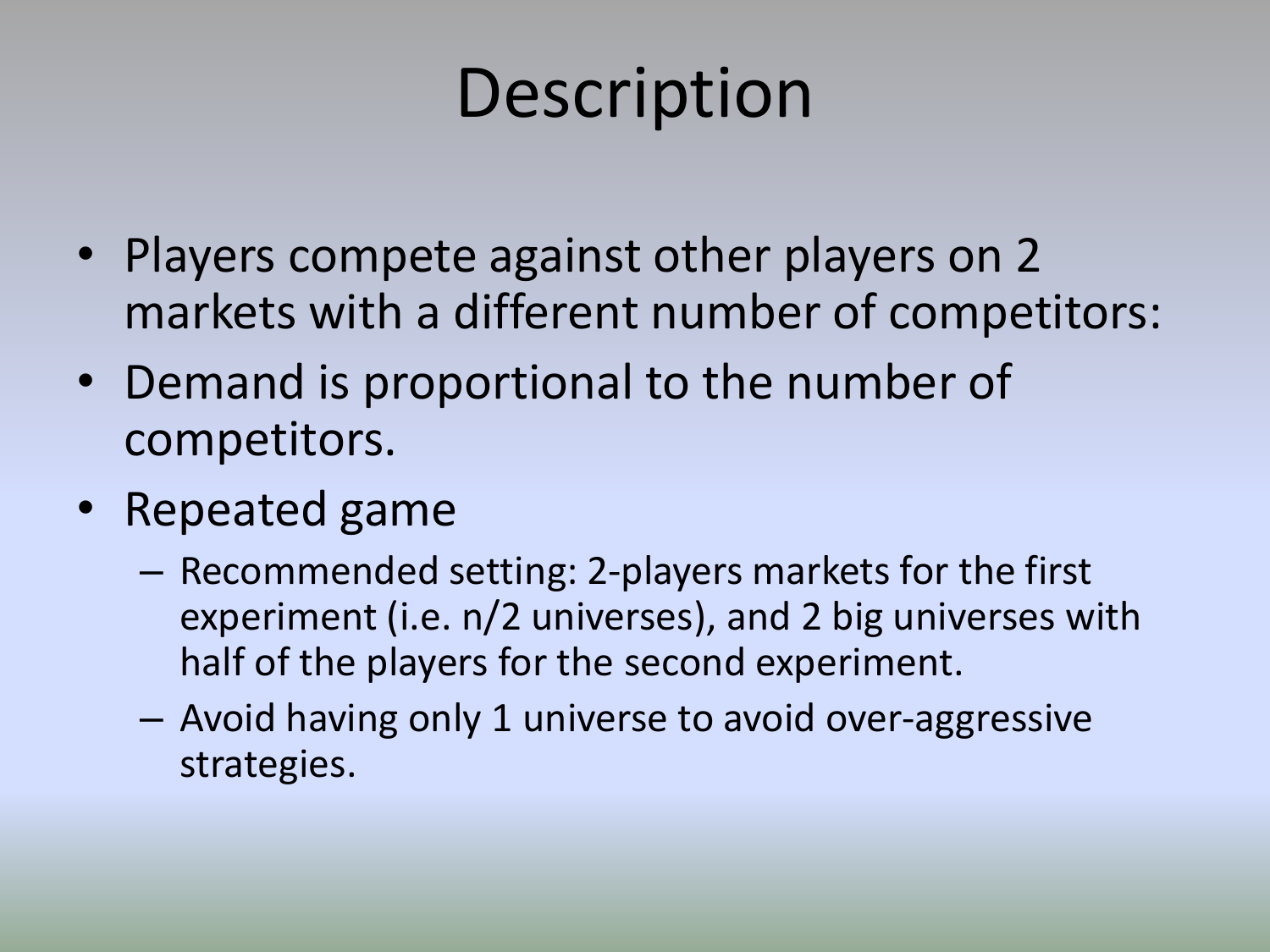# Description

- Players compete against other players on 2 markets with a different number of competitors:
- Demand is proportional to the number of competitors.
- Repeated game
  - Recommended setting: 2-players markets for the first experiment (i.e. n/2 universes), and 2 big universes with half of the players for the second experiment.
  - Avoid having only 1 universe to avoid over-aggressive strategies.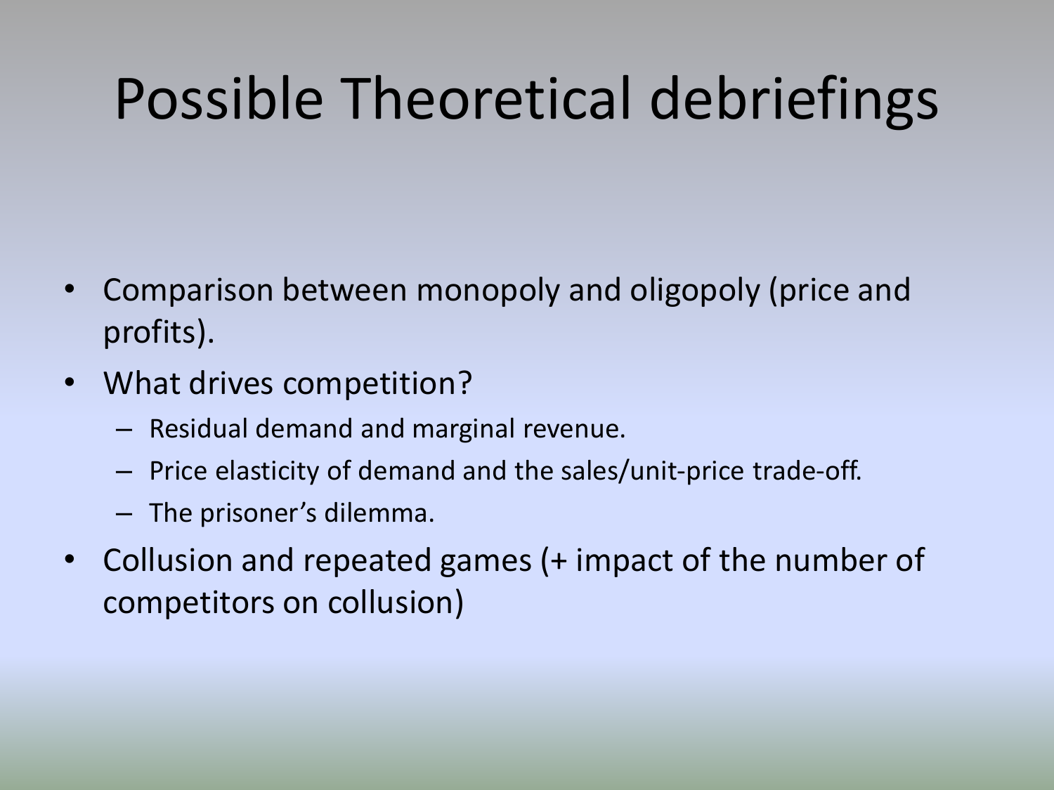# Possible Theoretical debriefings

- Comparison between monopoly and oligopoly (price and profits).
- What drives competition?
  - Residual demand and marginal revenue.
  - Price elasticity of demand and the sales/unit-price trade-off.
  - The prisoner's dilemma.
- Collusion and repeated games (+ impact of the number of competitors on collusion)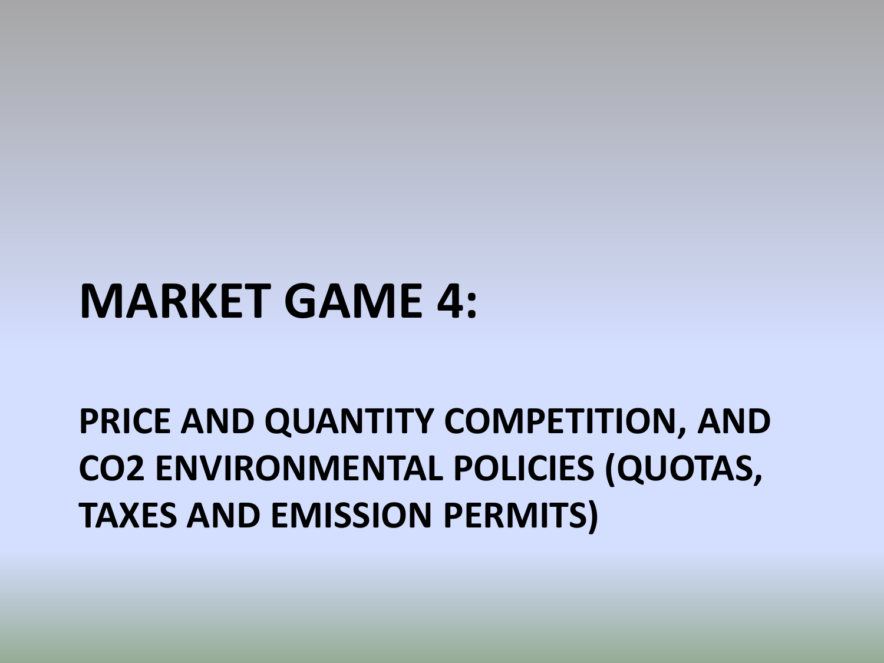# MARKET GAME 4:

## PRICE AND QUANTITY COMPETITION, AND $CO_2$ ENVIRONMENTAL POLICIES (QUOTAS, TAXES AND EMISSION PERMITS)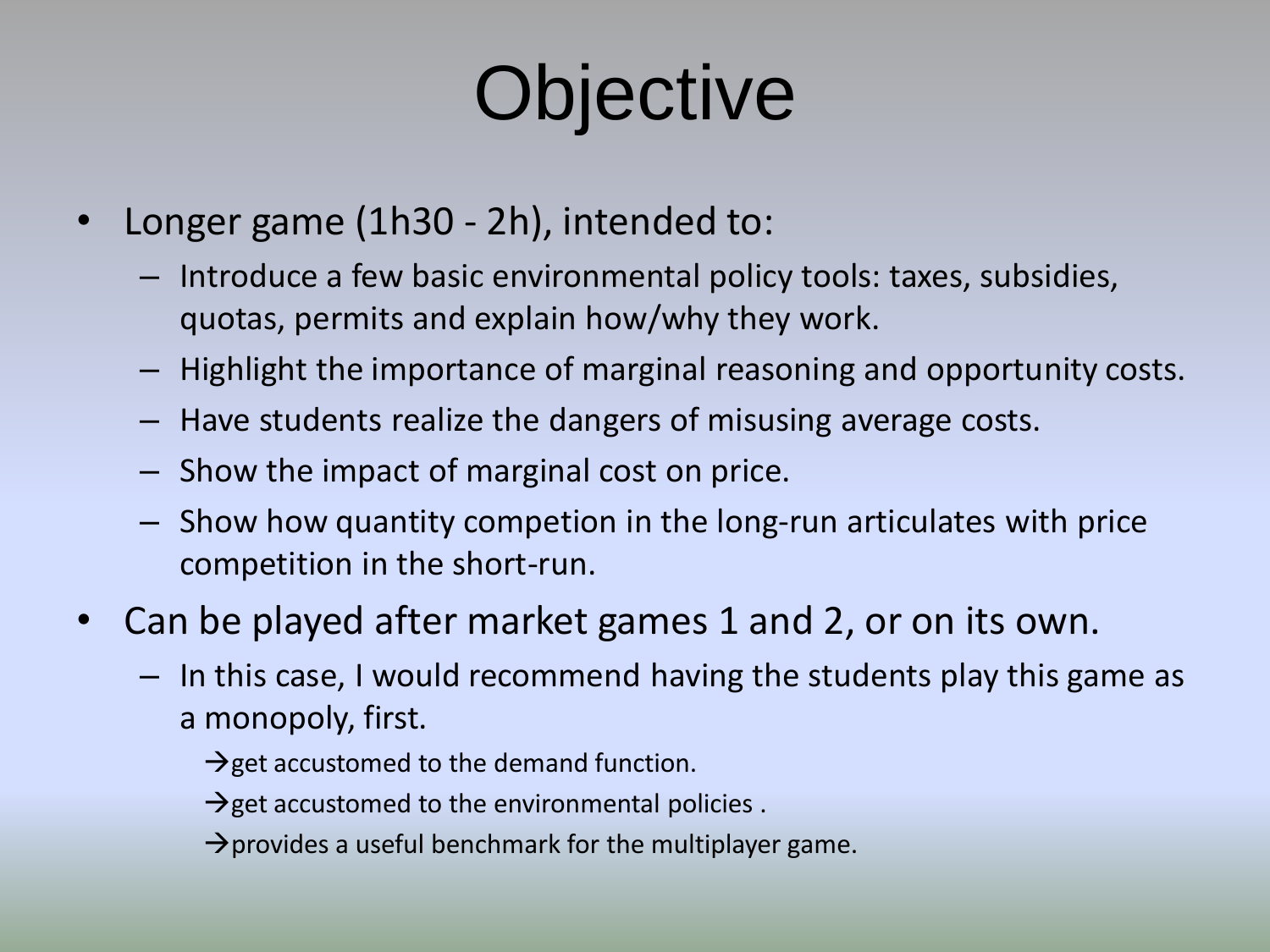# Objective

- Longer game (1h30 - 2h), intended to:
  - Introduce a few basic environmental policy tools: taxes, subsidies, quotas, permits and explain how/why they work.
  - Highlight the importance of marginal reasoning and opportunity costs.
  - Have students realize the dangers of misusing average costs.
  - Show the impact of marginal cost on price.
  - Show how quantity competion in the long-run articulates with price competition in the short-run.
- Can be played after market games 1 and 2, or on its own.
  - In this case, I would recommend having the students play this game as a monopoly, first.
    - →get accustomed to the demand function.
    - →get accustomed to the environmental policies .
    - →provides a useful benchmark for the multiplayer game.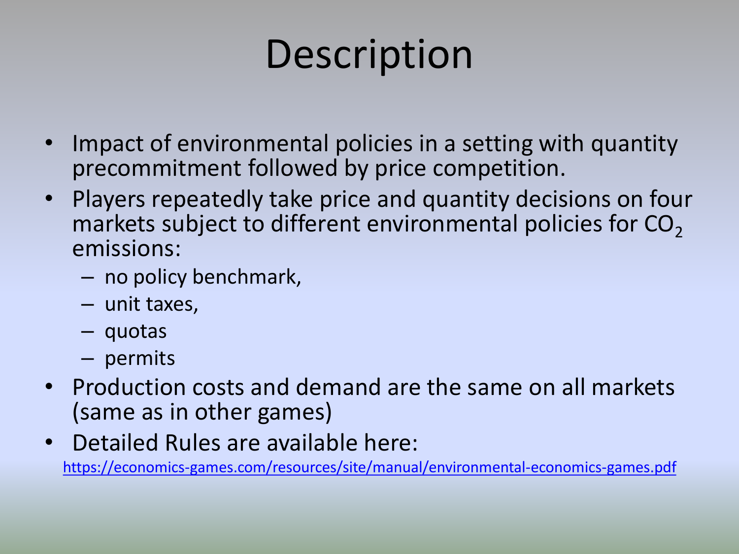# Description

- Impact of environmental policies in a setting with quantity precommitment followed by price competition.
- Players repeatedly take price and quantity decisions on four markets subject to different environmental policies for $CO_2$ emissions:
  - no policy benchmark,
  - unit taxes,
  - quotas
  - permits
- Production costs and demand are the same on all markets (same as in other games)
- Detailed Rules are available here:

https://economics-games.com/resources/site/manual/environmental-economics-games.pdf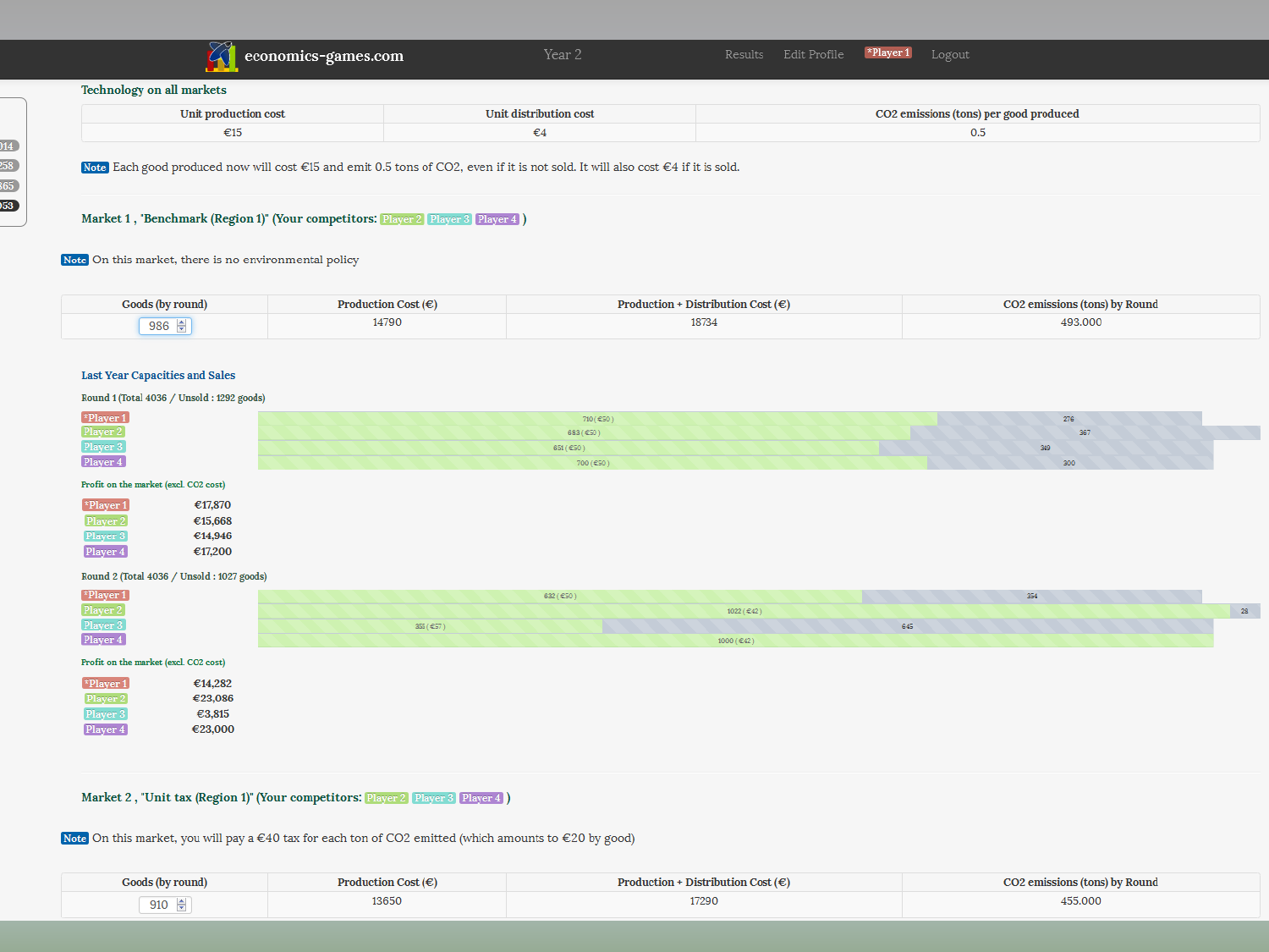economics-games.com  Year 2  Results  Edit Profile  *Player 1  Logout

### Technology on all markets

| Unit production cost | Unit distribution cost | CO2 emissions (tons) per good produced |
| --- | --- | --- |
| €15 | €4 | 0.5 |

Note Each good produced now will cost €15 and emit 0.5 tons of CO2, even if it is not sold. It will also cost €4 if it is sold.

### Market 1 , "Benchmark (Region 1)" (Your competitors: Player 2 Player 3 Player 4 )

Note On this market, there is no environmental policy

| Goods (by round) | Production Cost (€) | Production + Distribution Cost (€) | CO2 emissions (tons) by Round |
| --- | --- | --- | --- |
| 986 | 14790 | 18734 | 493.000 |

#### Last Year Capacities and Sales

Round 1 (Total 4036 / Unsold : 1292 goods)

| Player | Sold (price) | Unsold |
| --- | --- | --- |
| *Player 1 | 710 ( €50 ) | 276 |
| Player 2 | 683 ( €50 ) | 367 |
| Player 3 | 651 ( €50 ) | 349 |
| Player 4 | 700 ( €50 ) | 300 |

Profit on the market (excl. CO2 cost)

| Player | Profit |
| --- | --- |
| *Player 1 | €17,870 |
| Player 2 | €15,668 |
| Player 3 | €14,946 |
| Player 4 | €17,200 |

Round 2 (Total 4036 / Unsold : 1027 goods)

| Player | Sold (price) | Unsold |
| --- | --- | --- |
| *Player 1 | 632 ( €50 ) | 354 |
| Player 2 | 1022 ( €42 ) | 28 |
| Player 3 | 355 ( €57 ) | 645 |
| Player 4 | 1000 ( €42 ) | |

Profit on the market (excl. CO2 cost)

| Player | Profit |
| --- | --- |
| *Player 1 | €14,282 |
| Player 2 | €23,086 |
| Player 3 | €3,815 |
| Player 4 | €23,000 |

### Market 2 , "Unit tax (Region 1)" (Your competitors: Player 2 Player 3 Player 4 )

Note On this market, you will pay a €40 tax for each ton of CO2 emitted (which amounts to €20 by good)

| Goods (by round) | Production Cost (€) | Production + Distribution Cost (€) | CO2 emissions (tons) by Round |
| --- | --- | --- | --- |
| 910 | 13650 | 17290 | 455.000 |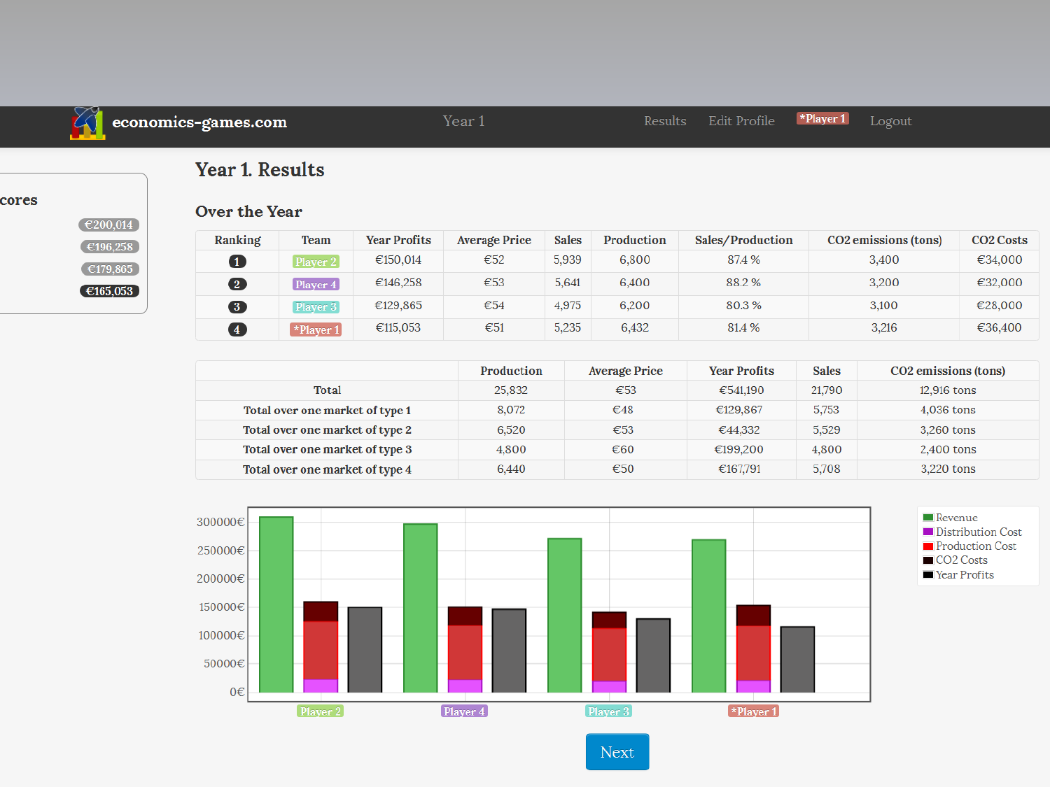economics-games.com Year 1 Results Edit Profile *Player 1 Logout

cores

€200,014
€196,258
€179,865
€165,053

# Year 1. Results

## Over the Year

| Ranking | Team | Year Profits | Average Price | Sales | Production | Sales/Production | $CO_2$ emissions (tons) | $CO_2$ Costs |
|---|---|---|---|---|---|---|---|---|
| 1 | Player 2 | €150,014 | €52 | 5,939 | 6,800 | 87.4 % | 3,400 | €34,000 |
| 2 | Player 4 | €146,258 | €53 | 5,641 | 6,400 | 88.2 % | 3,200 | €32,000 |
| 3 | Player 3 | €129,865 | €54 | 4,975 | 6,200 | 80.3 % | 3,100 | €28,000 |
| 4 | *Player 1 | €115,053 | €51 | 5,235 | 6,432 | 81.4 % | 3,216 | €36,400 |

| | Production | Average Price | Year Profits | Sales | $CO_2$ emissions (tons) |
|---|---|---|---|---|---|
| Total | 25,832 | €53 | €541,190 | 21,790 | 12,916 tons |
| Total over one market of type 1 | 8,072 | €48 | €129,867 | 5,753 | 4,036 tons |
| Total over one market of type 2 | 6,520 | €53 | €44,332 | 5,529 | 3,260 tons |
| Total over one market of type 3 | 4,800 | €60 | €199,200 | 4,800 | 2,400 tons |
| Total over one market of type 4 | 6,440 | €50 | €167,791 | 5,708 | 3,220 tons |

Next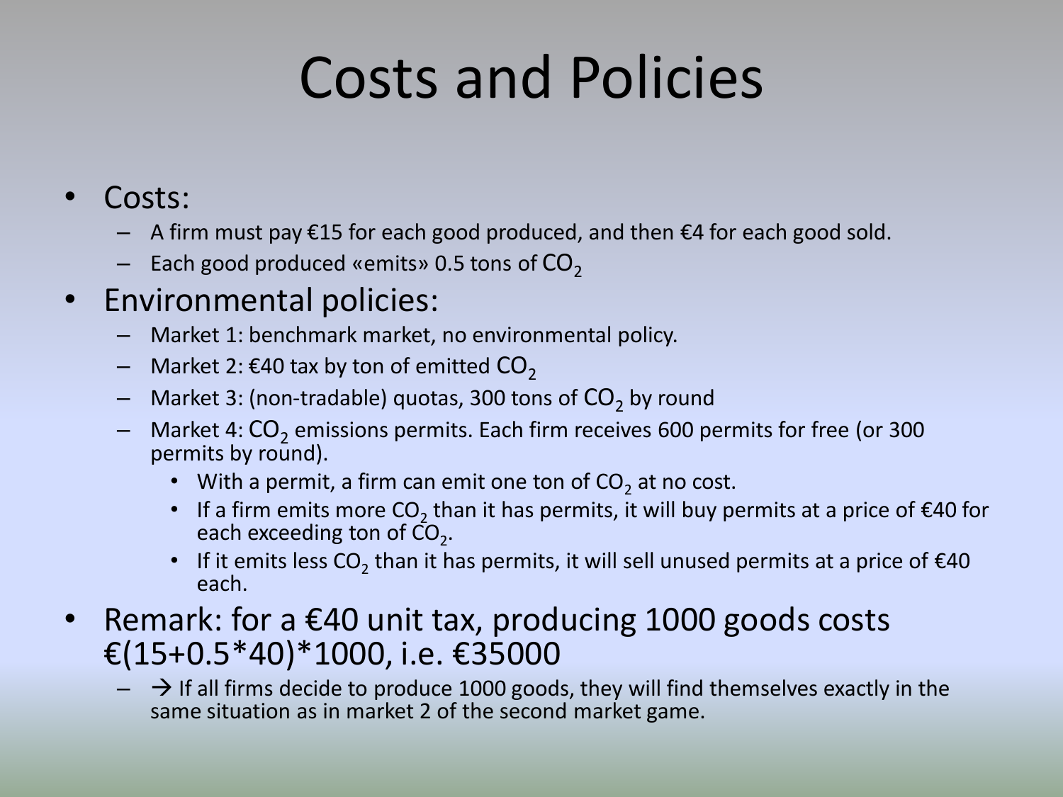# Costs and Policies

- Costs:
  - A firm must pay €15 for each good produced, and then €4 for each good sold.
  - Each good produced «emits» 0.5 tons of $CO_2$
- Environmental policies:
  - Market 1: benchmark market, no environmental policy.
  - Market 2: €40 tax by ton of emitted $CO_2$
  - Market 3: (non-tradable) quotas, 300 tons of $CO_2$ by round
  - Market 4: $CO_2$ emissions permits. Each firm receives 600 permits for free (or 300 permits by round).
    - With a permit, a firm can emit one ton of $CO_2$ at no cost.
    - If a firm emits more $CO_2$ than it has permits, it will buy permits at a price of €40 for each exceeding ton of $CO_2$.
    - If it emits less $CO_2$ than it has permits, it will sell unused permits at a price of €40 each.
- Remark: for a €40 unit tax, producing 1000 goods costs €(15+0.5*40)*1000, i.e. €35000
  - → If all firms decide to produce 1000 goods, they will find themselves exactly in the same situation as in market 2 of the second market game.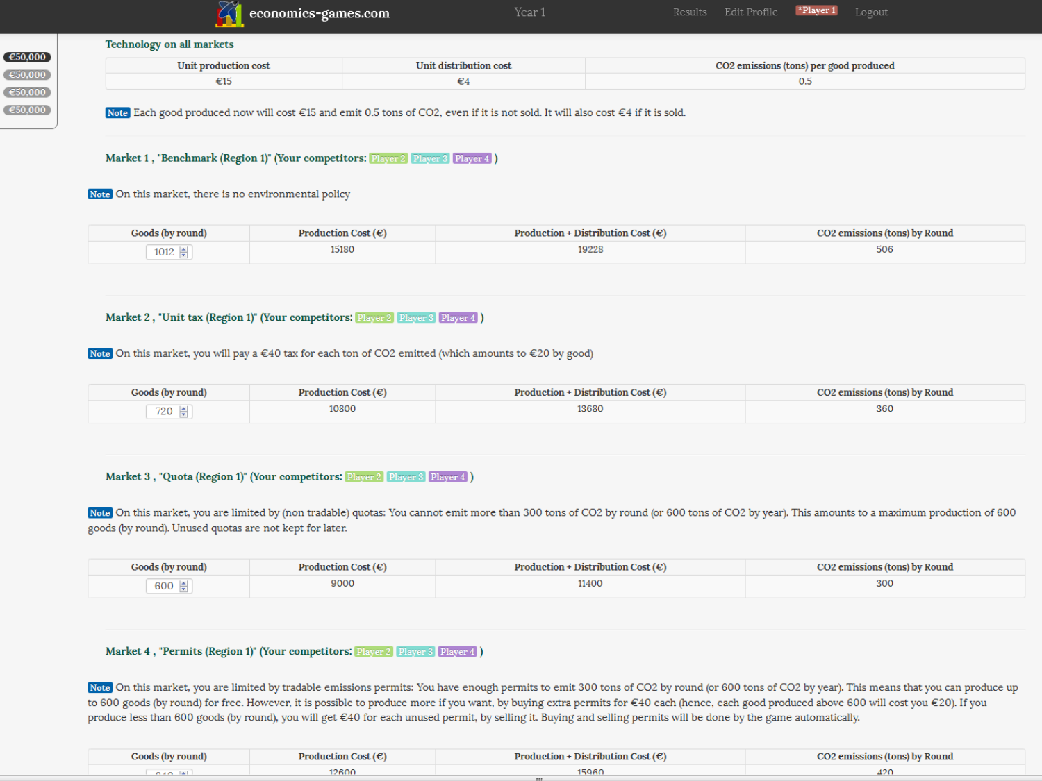economics-games.com | Year 1 | Results | Edit Profile | *Player 1 | Logout

€50,000
€50,000
€50,000
€50,000

### Technology on all markets

| Unit production cost | Unit distribution cost | CO2 emissions (tons) per good produced |
| --- | --- | --- |
| €15 | €4 | 0.5 |

**Note** Each good produced now will cost €15 and emit 0.5 tons of CO2, even if it is not sold. It will also cost €4 if it is sold.

### Market 1 , "Benchmark (Region 1)" (Your competitors: Player 2 Player 3 Player 4 )

**Note** On this market, there is no environmental policy

| Goods (by round) | Production Cost (€) | Production + Distribution Cost (€) | CO2 emissions (tons) by Round |
| --- | --- | --- | --- |
| 1012 | 15180 | 19228 | 506 |

### Market 2 , "Unit tax (Region 1)" (Your competitors: Player 2 Player 3 Player 4 )

**Note** On this market, you will pay a €40 tax for each ton of CO2 emitted (which amounts to €20 by good)

| Goods (by round) | Production Cost (€) | Production + Distribution Cost (€) | CO2 emissions (tons) by Round |
| --- | --- | --- | --- |
| 720 | 10800 | 13680 | 360 |

### Market 3 , "Quota (Region 1)" (Your competitors: Player 2 Player 3 Player 4 )

**Note** On this market, you are limited by (non tradable) quotas: You cannot emit more than 300 tons of CO2 by round (or 600 tons of CO2 by year). This amounts to a maximum production of 600 goods (by round). Unused quotas are not kept for later.

| Goods (by round) | Production Cost (€) | Production + Distribution Cost (€) | CO2 emissions (tons) by Round |
| --- | --- | --- | --- |
| 600 | 9000 | 11400 | 300 |

### Market 4 , "Permits (Region 1)" (Your competitors: Player 2 Player 3 Player 4 )

**Note** On this market, you are limited by tradable emissions permits: You have enough permits to emit 300 tons of CO2 by round (or 600 tons of CO2 by year). This means that you can produce up to 600 goods (by round) for free. However, it is possible to produce more if you want, by buying extra permits for €40 each (hence, each good produced above 600 will cost you €20). If you produce less than 600 goods (by round), you will get €40 for each unused permit, by selling it. Buying and selling permits will be done by the game automatically.

| Goods (by round) | Production Cost (€) | Production + Distribution Cost (€) | CO2 emissions (tons) by Round |
| --- | --- | --- | --- |
| 840 | 12600 | 15960 | 420 |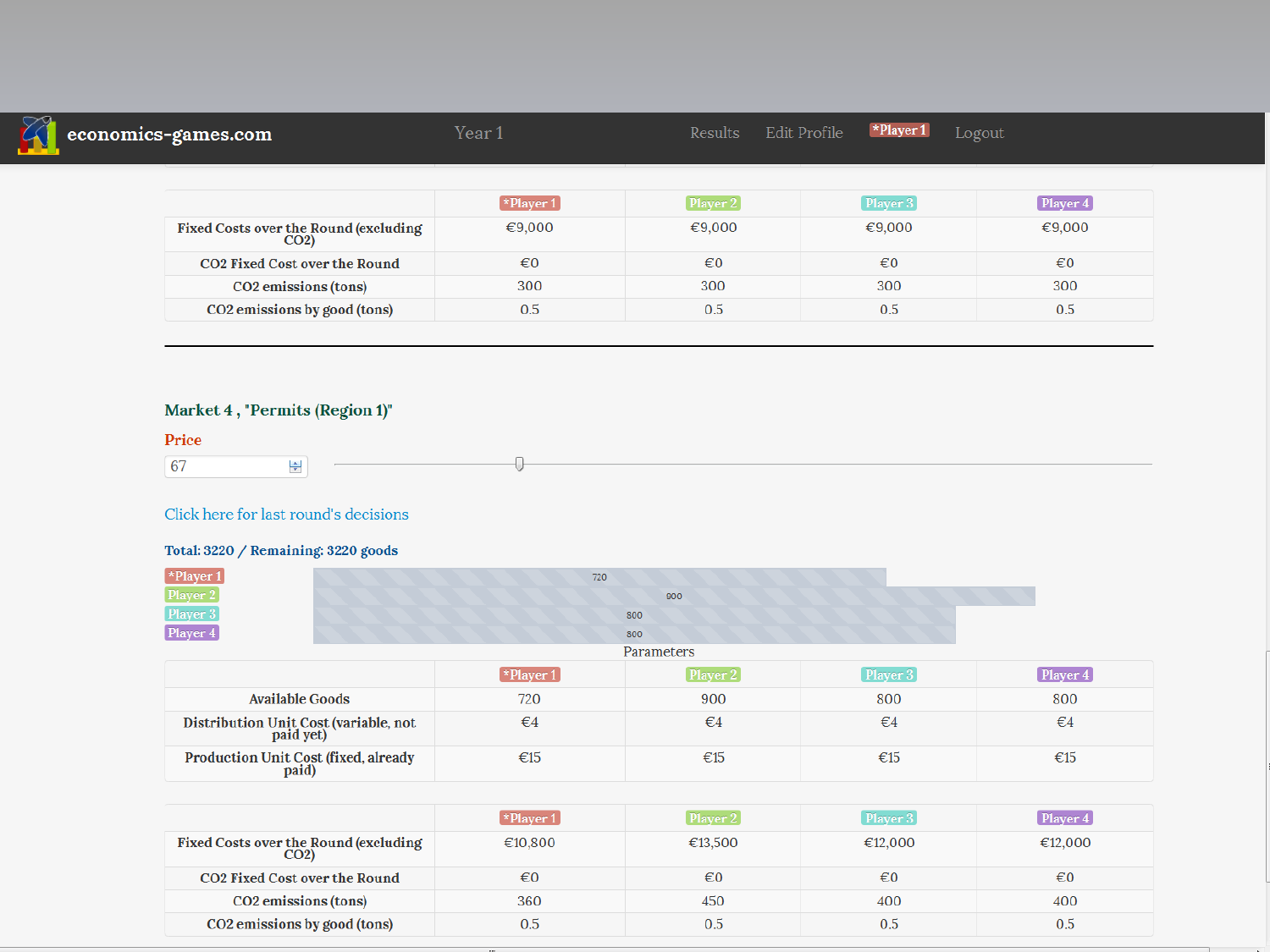economics-games.com Year 1 Results Edit Profile *Player 1 Logout

| | *Player 1 | Player 2 | Player 3 | Player 4 |
|---|---|---|---|---|
| Fixed Costs over the Round (excluding $CO_2$) | €9,000 | €9,000 | €9,000 | €9,000 |
| $CO_2$ Fixed Cost over the Round | €0 | €0 | €0 | €0 |
| $CO_2$ emissions (tons) | 300 | 300 | 300 | 300 |
| $CO_2$ emissions by good (tons) | 0.5 | 0.5 | 0.5 | 0.5 |

---

### Market 4 , "Permits (Region 1)"

**Price**

67

Click here for last round's decisions

**Total: 3220 / Remaining: 3220 goods**

| Player | Goods |
|---|---|
| *Player 1 | 720 |
| Player 2 | 900 |
| Player 3 | 800 |
| Player 4 | 800 |

Parameters

| | *Player 1 | Player 2 | Player 3 | Player 4 |
|---|---|---|---|---|
| Available Goods | 720 | 900 | 800 | 800 |
| Distribution Unit Cost (variable, not paid yet) | €4 | €4 | €4 | €4 |
| Production Unit Cost (fixed, already paid) | €15 | €15 | €15 | €15 |

| | *Player 1 | Player 2 | Player 3 | Player 4 |
|---|---|---|---|---|
| Fixed Costs over the Round (excluding $CO_2$) | €10,800 | €13,500 | €12,000 | €12,000 |
| $CO_2$ Fixed Cost over the Round | €0 | €0 | €0 | €0 |
| $CO_2$ emissions (tons) | 360 | 450 | 400 | 400 |
| $CO_2$ emissions by good (tons) | 0.5 | 0.5 | 0.5 | 0.5 |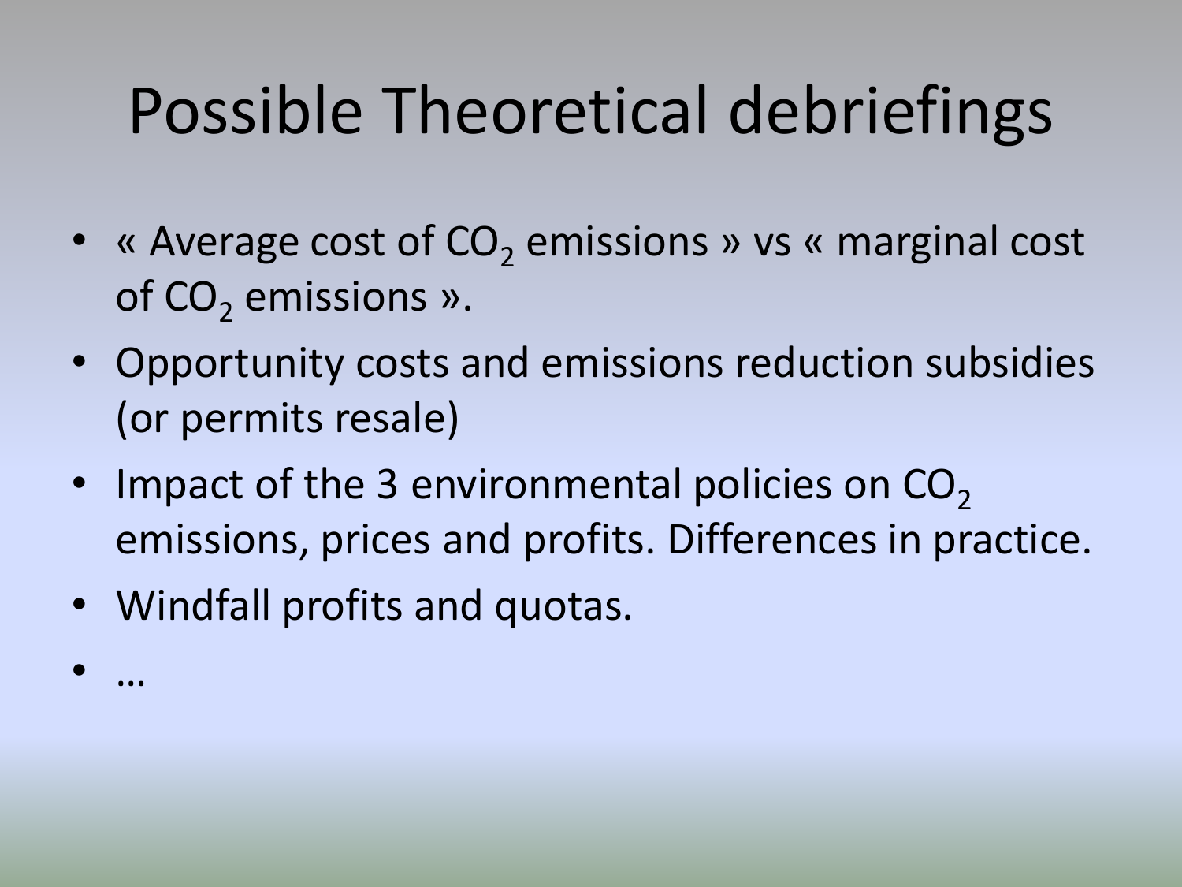# Possible Theoretical debriefings

- « Average cost of $CO_2$ emissions » vs « marginal cost of $CO_2$ emissions ».
- Opportunity costs and emissions reduction subsidies (or permits resale)
- Impact of the 3 environmental policies on $CO_2$ emissions, prices and profits. Differences in practice.
- Windfall profits and quotas.
- …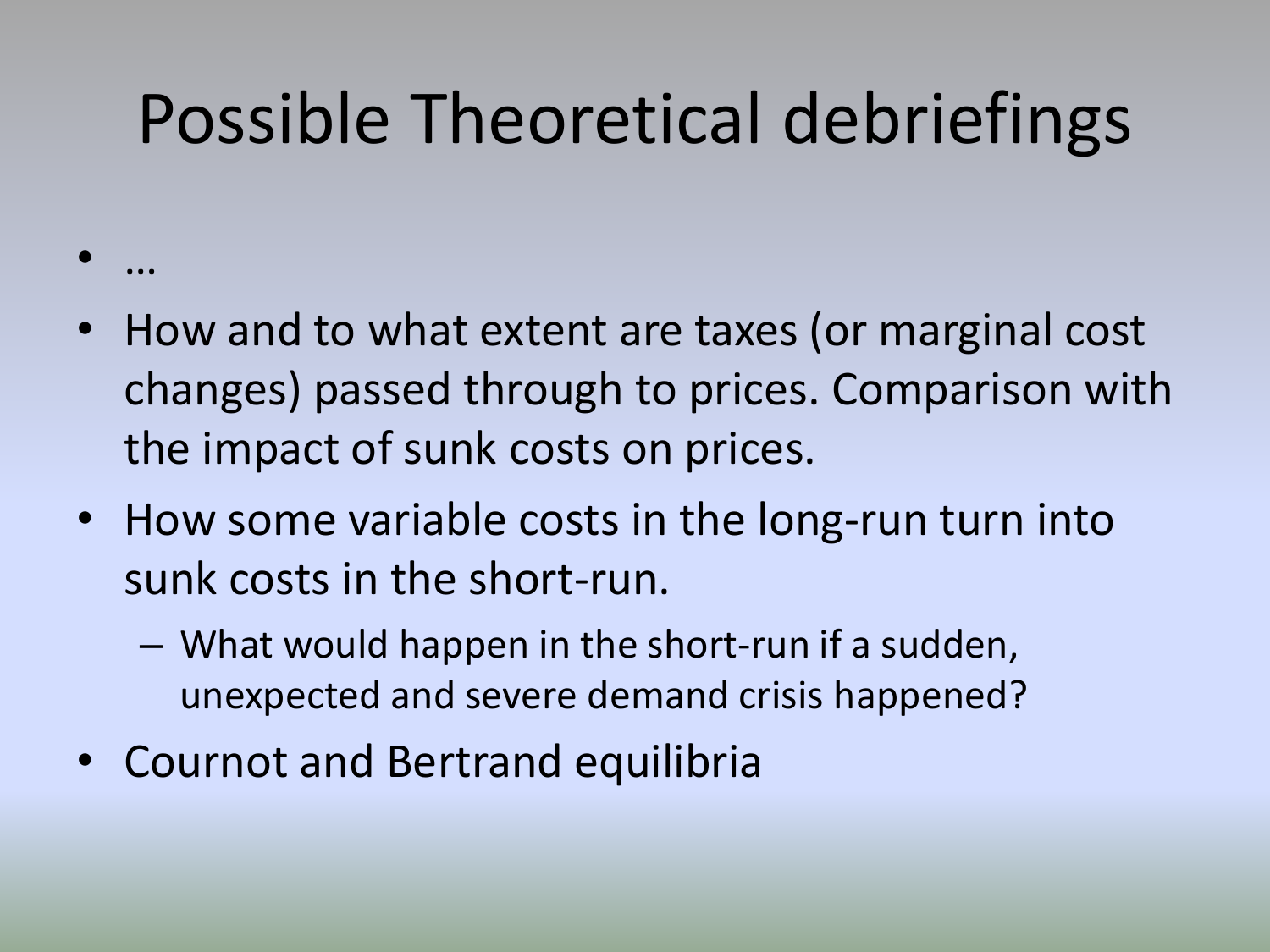# Possible Theoretical debriefings

- …
- How and to what extent are taxes (or marginal cost changes) passed through to prices. Comparison with the impact of sunk costs on prices.
- How some variable costs in the long-run turn into sunk costs in the short-run.
  - What would happen in the short-run if a sudden, unexpected and severe demand crisis happened?
- Cournot and Bertrand equilibria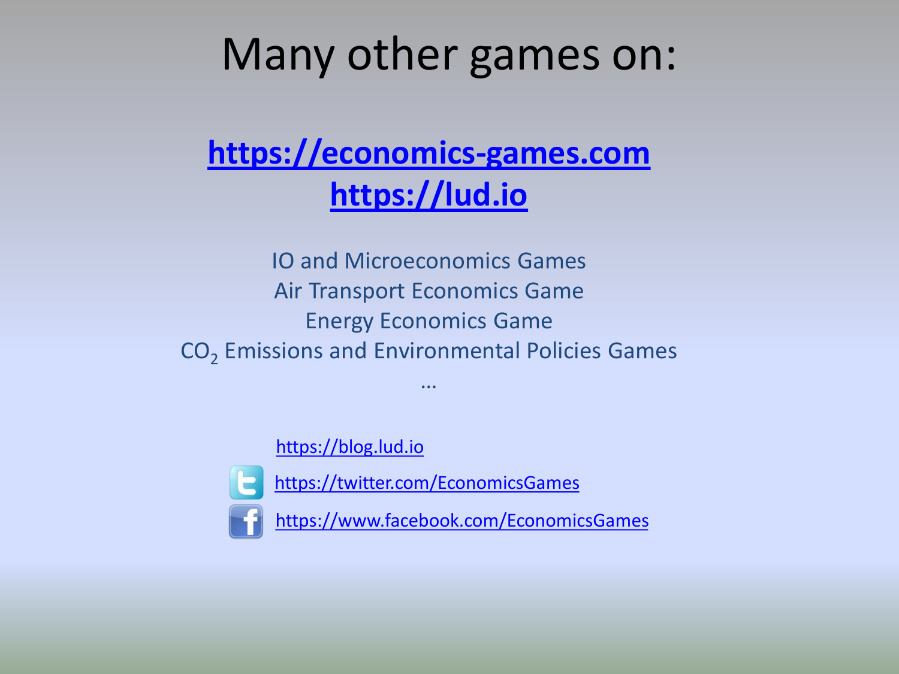# Many other games on:

**https://economics-games.com**
**https://lud.io**

IO and Microeconomics Games
Air Transport Economics Game
Energy Economics Game
$CO_2$ Emissions and Environmental Policies Games
…

https://blog.lud.io

https://twitter.com/EconomicsGames

https://www.facebook.com/EconomicsGames